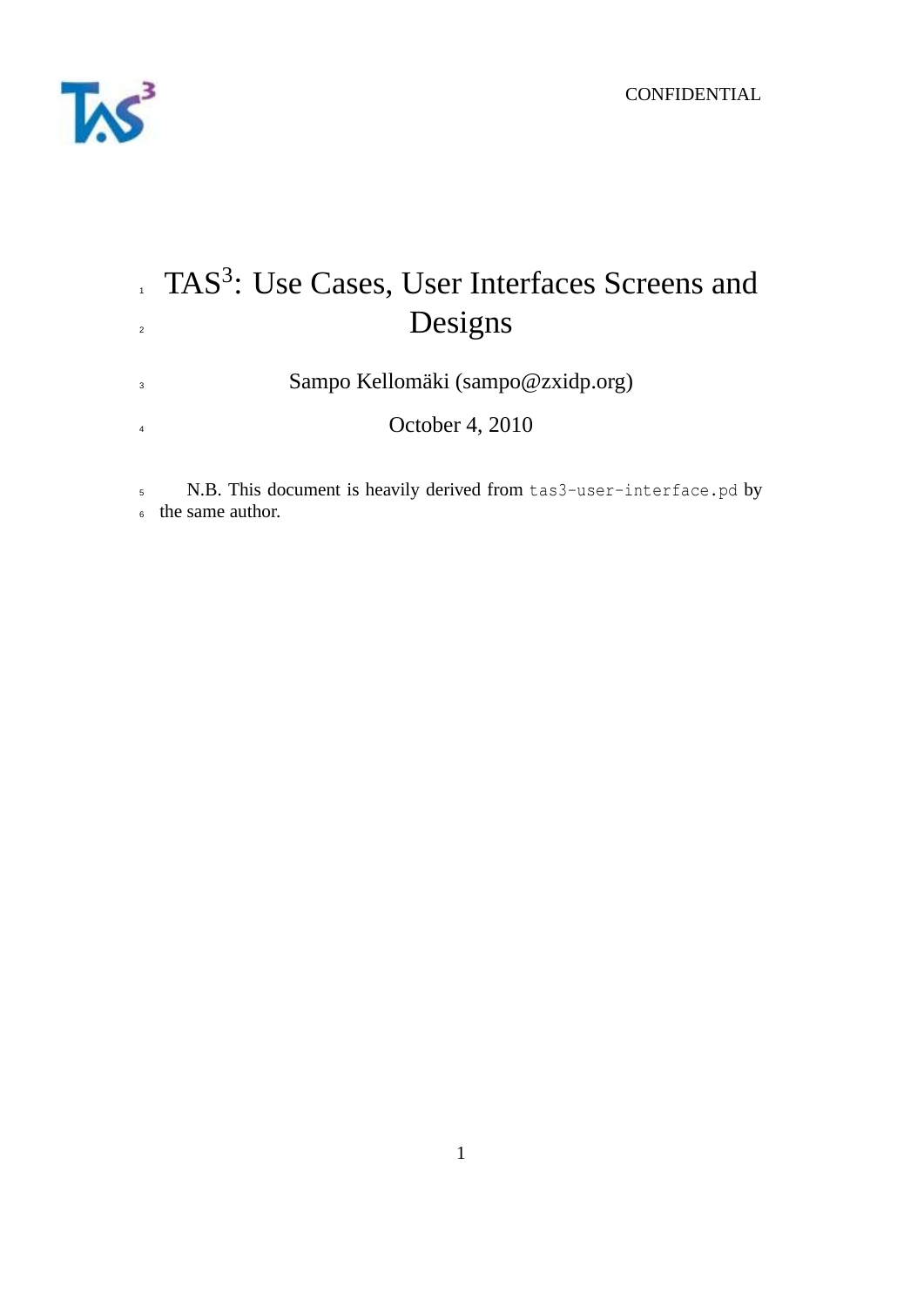CONFIDENTIAL

# TAS$^3$: Use Cases, User Interfaces Screens and Designs

Sampo Kellomäki (sampo@zxidp.org)

October 4, 2010

N.B. This document is heavily derived from `tas3-user-interface.pd` by the same author.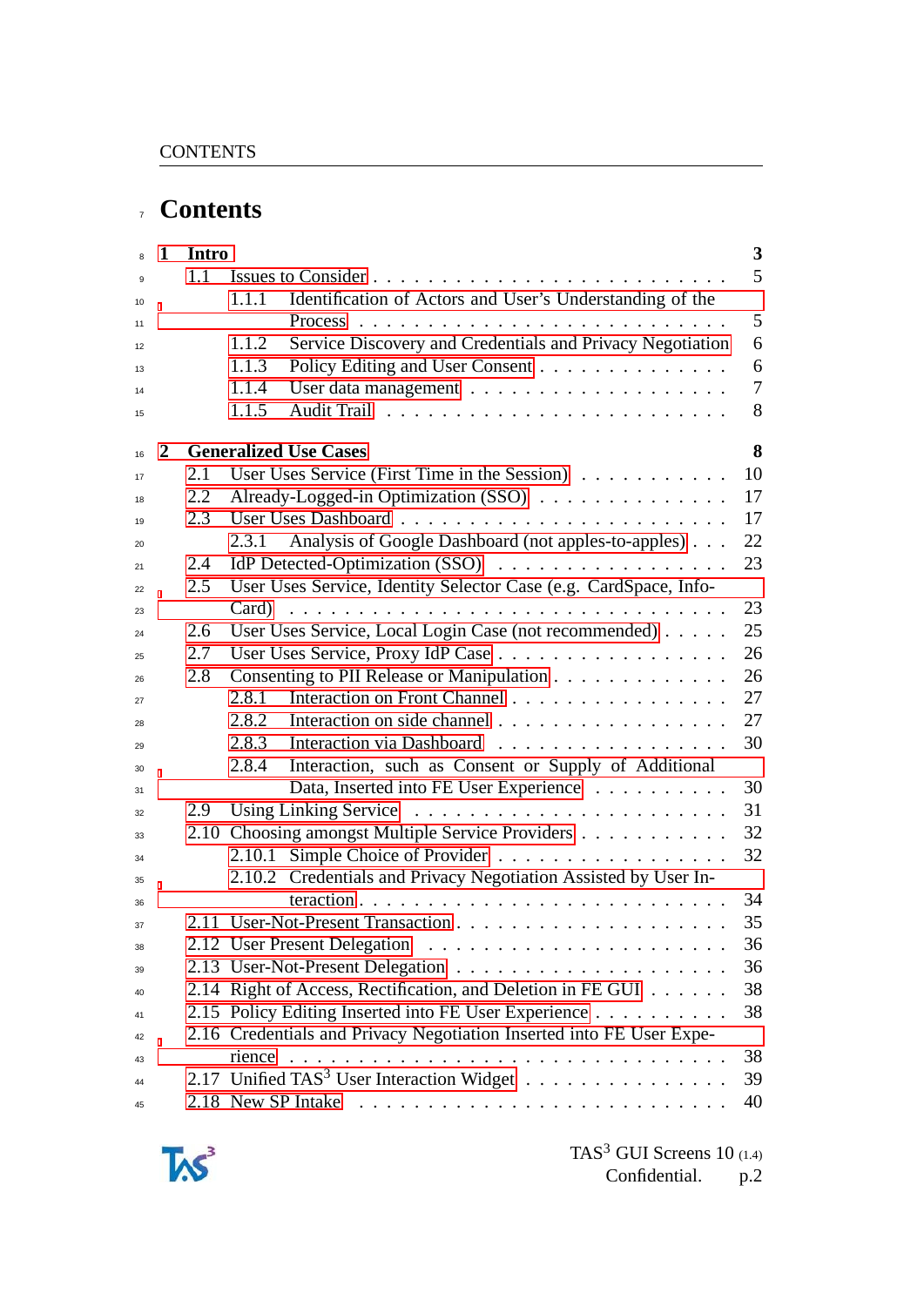# Contents

**1 Intro** **3**

- 1.1 Issues to Consider . . . 5
  - 1.1.1 Identification of Actors and User's Understanding of the Process . . . 5
  - 1.1.2 Service Discovery and Credentials and Privacy Negotiation 6
  - 1.1.3 Policy Editing and User Consent . . . 6
  - 1.1.4 User data management . . . 7
  - 1.1.5 Audit Trail . . . 8

**2 Generalized Use Cases** **8**

- 2.1 User Uses Service (First Time in the Session) . . . 10
- 2.2 Already-Logged-in Optimization (SSO) . . . 17
- 2.3 User Uses Dashboard . . . 17
  - 2.3.1 Analysis of Google Dashboard (not apples-to-apples) . . . 22
- 2.4 IdP Detected-Optimization (SSO) . . . 23
- 2.5 User Uses Service, Identity Selector Case (e.g. CardSpace, Info-Card) . . . 23
- 2.6 User Uses Service, Local Login Case (not recommended) . . . 25
- 2.7 User Uses Service, Proxy IdP Case . . . 26
- 2.8 Consenting to PII Release or Manipulation . . . 26
  - 2.8.1 Interaction on Front Channel . . . 27
  - 2.8.2 Interaction on side channel . . . 27
  - 2.8.3 Interaction via Dashboard . . . 30
  - 2.8.4 Interaction, such as Consent or Supply of Additional Data, Inserted into FE User Experience . . . 30
- 2.9 Using Linking Service . . . 31
- 2.10 Choosing amongst Multiple Service Providers . . . 32
  - 2.10.1 Simple Choice of Provider . . . 32
  - 2.10.2 Credentials and Privacy Negotiation Assisted by User Interaction . . . 34
- 2.11 User-Not-Present Transaction . . . 35
- 2.12 User Present Delegation . . . 36
- 2.13 User-Not-Present Delegation . . . 36
- 2.14 Right of Access, Rectification, and Deletion in FE GUI . . . 38
- 2.15 Policy Editing Inserted into FE User Experience . . . 38
- 2.16 Credentials and Privacy Negotiation Inserted into FE User Experience . . . 38
- 2.17 Unified TAS[3] User Interaction Widget . . . 39
- 2.18 New SP Intake . . . 40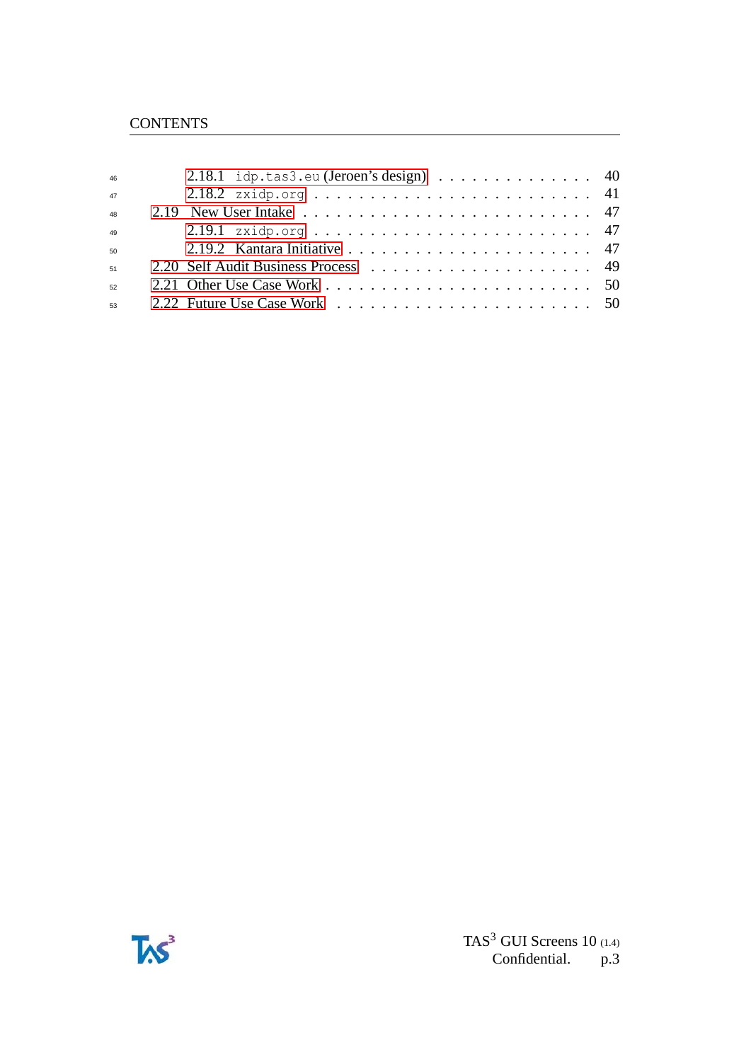- 2.18.1 `idp.tas3.eu` (Jeroen's design) . . . . . . . . . . . . . . 40
- 2.18.2 `zxidp.org` . . . . . . . . . . . . . . . . . . . . . . . . 41
- 2.19 New User Intake . . . . . . . . . . . . . . . . . . . . . . . . 47
  - 2.19.1 `zxidp.org` . . . . . . . . . . . . . . . . . . . . . . . . 47
  - 2.19.2 Kantara Initiative . . . . . . . . . . . . . . . . . . . . . 47
- 2.20 Self Audit Business Process . . . . . . . . . . . . . . . . . . . 49
- 2.21 Other Use Case Work . . . . . . . . . . . . . . . . . . . . . . 50
- 2.22 Future Use Case Work . . . . . . . . . . . . . . . . . . . . . . 50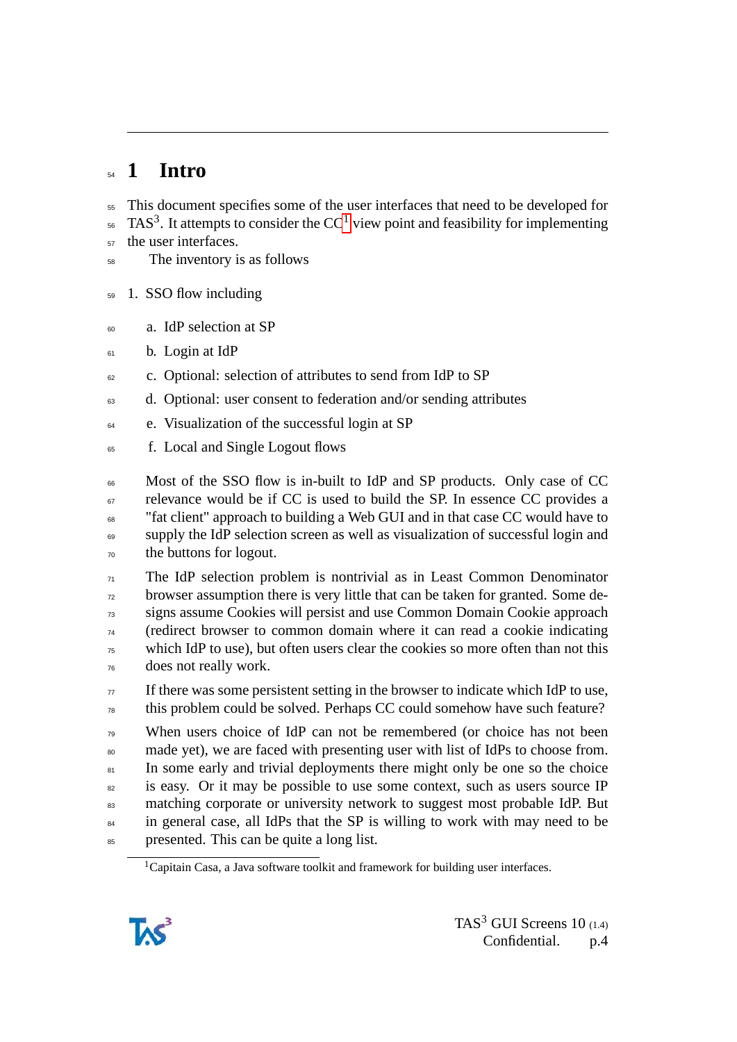# 1 Intro

This document specifies some of the user interfaces that need to be developed for TAS$^3$. It attempts to consider the CC[1] view point and feasibility for implementing the user interfaces.

The inventory is as follows

1. SSO flow including
   a. IdP selection at SP
   b. Login at IdP
   c. Optional: selection of attributes to send from IdP to SP
   d. Optional: user consent to federation and/or sending attributes
   e. Visualization of the successful login at SP
   f. Local and Single Logout flows

   Most of the SSO flow is in-built to IdP and SP products. Only case of CC relevance would be if CC is used to build the SP. In essence CC provides a "fat client" approach to building a Web GUI and in that case CC would have to supply the IdP selection screen as well as visualization of successful login and the buttons for logout.

   The IdP selection problem is nontrivial as in Least Common Denominator browser assumption there is very little that can be taken for granted. Some designs assume Cookies will persist and use Common Domain Cookie approach (redirect browser to common domain where it can read a cookie indicating which IdP to use), but often users clear the cookies so more often than not this does not really work.

   If there was some persistent setting in the browser to indicate which IdP to use, this problem could be solved. Perhaps CC could somehow have such feature?

   When users choice of IdP can not be remembered (or choice has not been made yet), we are faced with presenting user with list of IdPs to choose from. In some early and trivial deployments there might only be one so the choice is easy. Or it may be possible to use some context, such as users source IP matching corporate or university network to suggest most probable IdP. But in general case, all IdPs that the SP is willing to work with may need to be presented. This can be quite a long list.

[1] Capitain Casa, a Java software toolkit and framework for building user interfaces.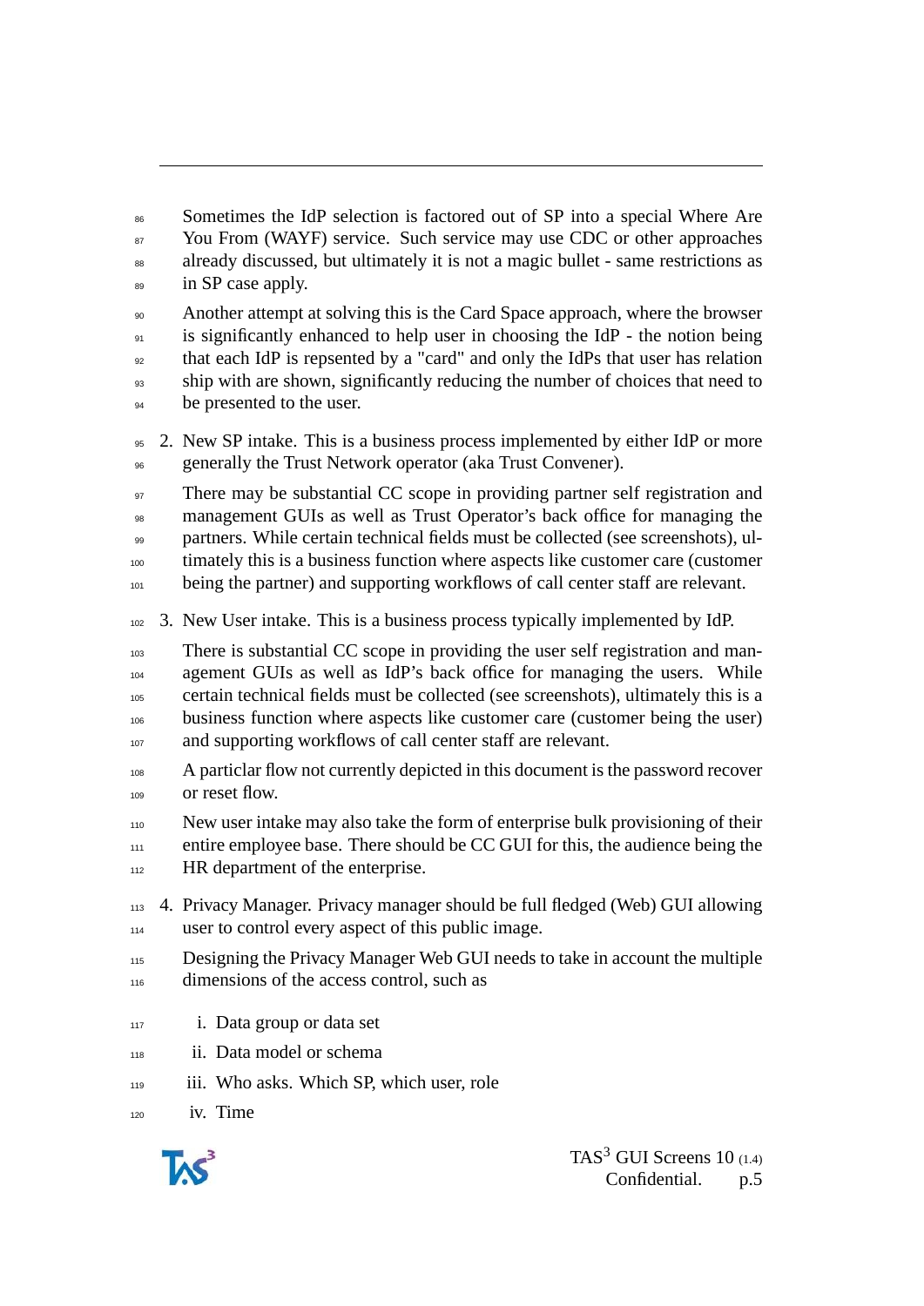Sometimes the IdP selection is factored out of SP into a special Where Are You From (WAYF) service. Such service may use CDC or other approaches already discussed, but ultimately it is not a magic bullet - same restrictions as in SP case apply.

Another attempt at solving this is the Card Space approach, where the browser is significantly enhanced to help user in choosing the IdP - the notion being that each IdP is repsented by a "card" and only the IdPs that user has relation ship with are shown, significantly reducing the number of choices that need to be presented to the user.

2. New SP intake. This is a business process implemented by either IdP or more generally the Trust Network operator (aka Trust Convener).

   There may be substantial CC scope in providing partner self registration and management GUIs as well as Trust Operator's back office for managing the partners. While certain technical fields must be collected (see screenshots), ultimately this is a business function where aspects like customer care (customer being the partner) and supporting workflows of call center staff are relevant.

3. New User intake. This is a business process typically implemented by IdP.

   There is substantial CC scope in providing the user self registration and management GUIs as well as IdP's back office for managing the users. While certain technical fields must be collected (see screenshots), ultimately this is a business function where aspects like customer care (customer being the user) and supporting workflows of call center staff are relevant.

   A particlar flow not currently depicted in this document is the password recover or reset flow.

   New user intake may also take the form of enterprise bulk provisioning of their entire employee base. There should be CC GUI for this, the audience being the HR department of the enterprise.

4. Privacy Manager. Privacy manager should be full fledged (Web) GUI allowing user to control every aspect of this public image.

   Designing the Privacy Manager Web GUI needs to take in account the multiple dimensions of the access control, such as

   i. Data group or data set
   ii. Data model or schema
   iii. Who asks. Which SP, which user, role
   iv. Time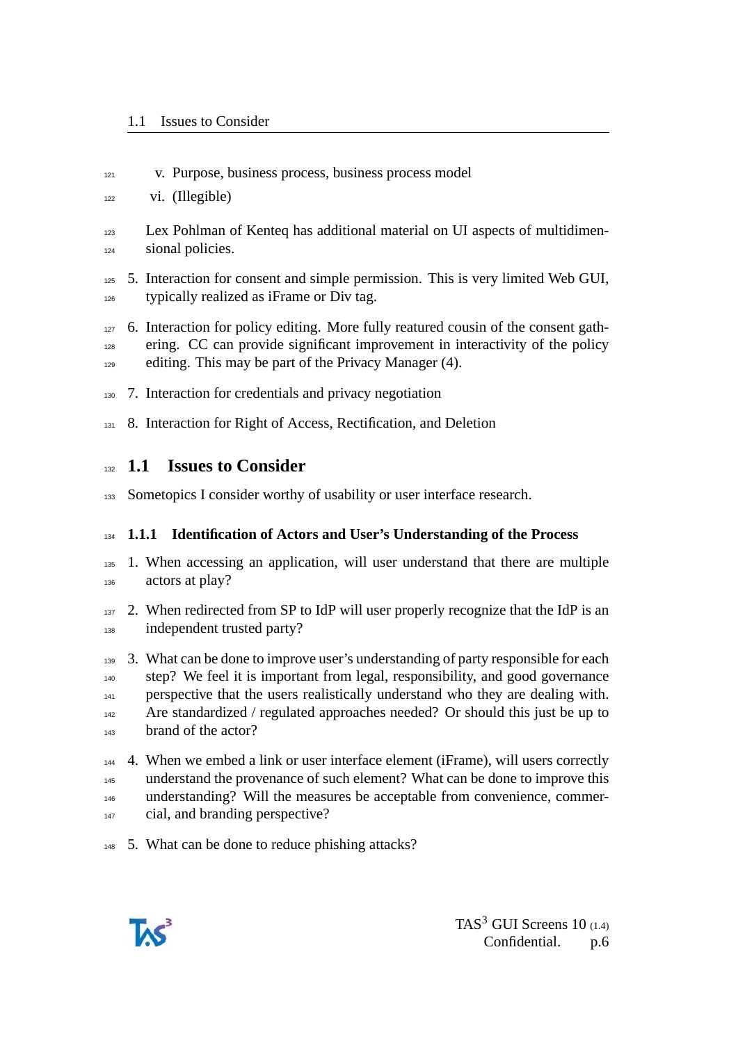v. Purpose, business process, business process model

vi. (Illegible)

Lex Pohlman of Kenteq has additional material on UI aspects of multidimensional policies.

5. Interaction for consent and simple permission. This is very limited Web GUI, typically realized as iFrame or Div tag.
6. Interaction for policy editing. More fully featured cousin of the consent gathering. CC can provide significant improvement in interactivity of the policy editing. This may be part of the Privacy Manager (4).
7. Interaction for credentials and privacy negotiation
8. Interaction for Right of Access, Rectification, and Deletion

## 1.1 Issues to Consider

Sometopics I consider worthy of usability or user interface research.

### 1.1.1 Identification of Actors and User's Understanding of the Process

1. When accessing an application, will user understand that there are multiple actors at play?
2. When redirected from SP to IdP will user properly recognize that the IdP is an independent trusted party?
3. What can be done to improve user's understanding of party responsible for each step? We feel it is important from legal, responsibility, and good governance perspective that the users realistically understand who they are dealing with. Are standardized / regulated approaches needed? Or should this just be up to brand of the actor?
4. When we embed a link or user interface element (iFrame), will users correctly understand the provenance of such element? What can be done to improve this understanding? Will the measures be acceptable from convenience, commercial, and branding perspective?
5. What can be done to reduce phishing attacks?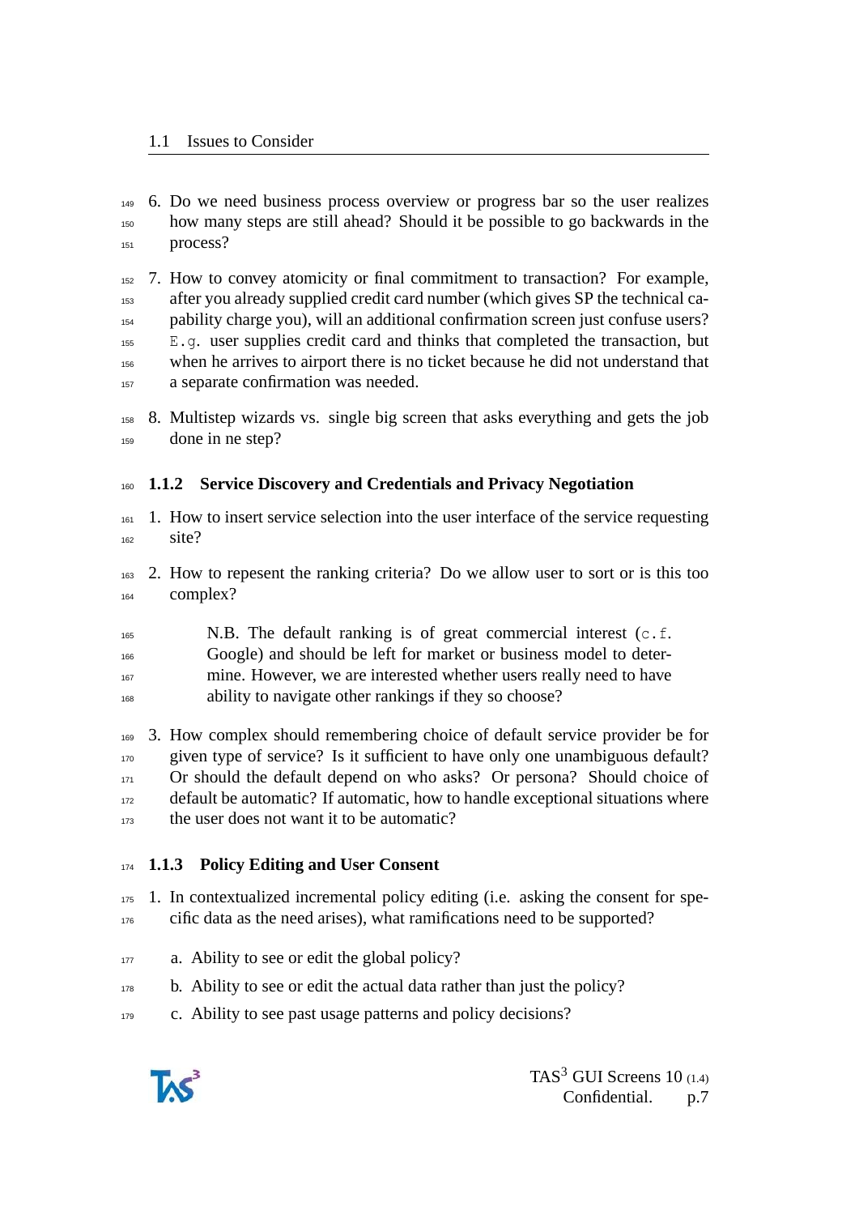6. Do we need business process overview or progress bar so the user realizes how many steps are still ahead? Should it be possible to go backwards in the process?

7. How to convey atomicity or final commitment to transaction? For example, after you already supplied credit card number (which gives SP the technical capability charge you), will an additional confirmation screen just confuse users? `E.g.` user supplies credit card and thinks that completed the transaction, but when he arrives to airport there is no ticket because he did not understand that a separate confirmation was needed.

8. Multistep wizards vs. single big screen that asks everything and gets the job done in ne step?

### 1.1.2 Service Discovery and Credentials and Privacy Negotiation

1. How to insert service selection into the user interface of the service requesting site?

2. How to repesent the ranking criteria? Do we allow user to sort or is this too complex?

   > N.B. The default ranking is of great commercial interest (`c.f.` Google) and should be left for market or business model to determine. However, we are interested whether users really need to have ability to navigate other rankings if they so choose?

3. How complex should remembering choice of default service provider be for given type of service? Is it sufficient to have only one unambiguous default? Or should the default depend on who asks? Or persona? Should choice of default be automatic? If automatic, how to handle exceptional situations where the user does not want it to be automatic?

### 1.1.3 Policy Editing and User Consent

1. In contextualized incremental policy editing (i.e. asking the consent for specific data as the need arises), what ramifications need to be supported?

   a. Ability to see or edit the global policy?

   b. Ability to see or edit the actual data rather than just the policy?

   c. Ability to see past usage patterns and policy decisions?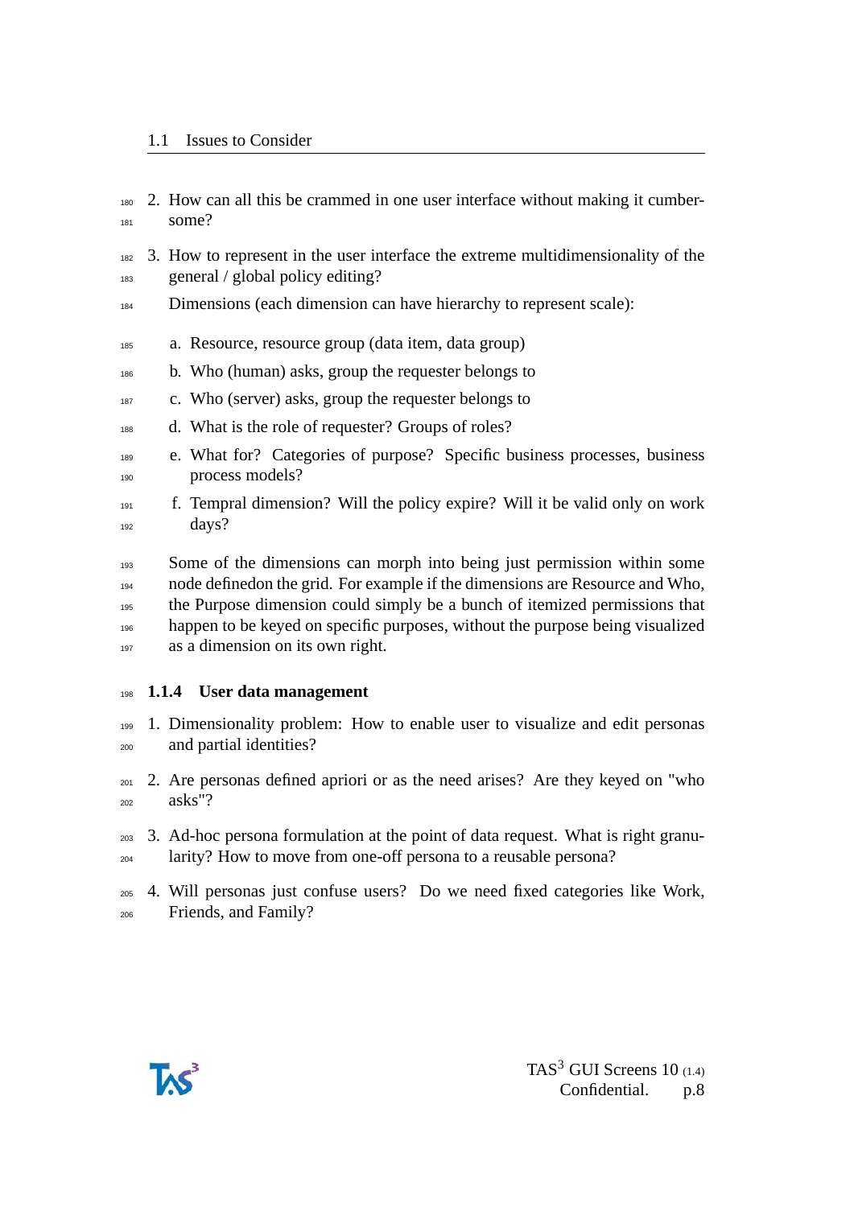2. How can all this be crammed in one user interface without making it cumbersome?
3. How to represent in the user interface the extreme multidimensionality of the general / global policy editing?

   Dimensions (each dimension can have hierarchy to represent scale):

   a. Resource, resource group (data item, data group)
   b. Who (human) asks, group the requester belongs to
   c. Who (server) asks, group the requester belongs to
   d. What is the role of requester? Groups of roles?
   e. What for? Categories of purpose? Specific business processes, business process models?
   f. Tempral dimension? Will the policy expire? Will it be valid only on work days?

   Some of the dimensions can morph into being just permission within some node definedon the grid. For example if the dimensions are Resource and Who, the Purpose dimension could simply be a bunch of itemized permissions that happen to be keyed on specific purposes, without the purpose being visualized as a dimension on its own right.

### 1.1.4 User data management

1. Dimensionality problem: How to enable user to visualize and edit personas and partial identities?
2. Are personas defined apriori or as the need arises? Are they keyed on "who asks"?
3. Ad-hoc persona formulation at the point of data request. What is right granularity? How to move from one-off persona to a reusable persona?
4. Will personas just confuse users? Do we need fixed categories like Work, Friends, and Family?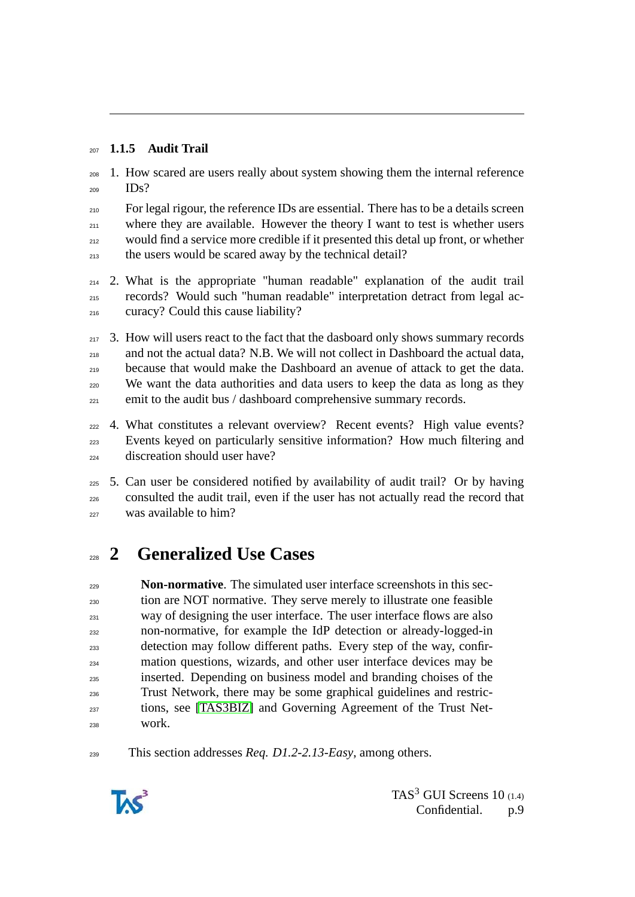### 1.1.5 Audit Trail

1. How scared are users really about system showing them the internal reference IDs?

   For legal rigour, the reference IDs are essential. There has to be a details screen where they are available. However the theory I want to test is whether users would find a service more credible if it presented this detal up front, or whether the users would be scared away by the technical detail?

2. What is the appropriate "human readable" explanation of the audit trail records? Would such "human readable" interpretation detract from legal accuracy? Could this cause liability?

3. How will users react to the fact that the dasboard only shows summary records and not the actual data? N.B. We will not collect in Dashboard the actual data, because that would make the Dashboard an avenue of attack to get the data. We want the data authorities and data users to keep the data as long as they emit to the audit bus / dashboard comprehensive summary records.

4. What constitutes a relevant overview? Recent events? High value events? Events keyed on particularly sensitive information? How much filtering and discreation should user have?

5. Can user be considered notified by availability of audit trail? Or by having consulted the audit trail, even if the user has not actually read the record that was available to him?

# 2 Generalized Use Cases

> **Non-normative**. The simulated user interface screenshots in this section are NOT normative. They serve merely to illustrate one feasible way of designing the user interface. The user interface flows are also non-normative, for example the IdP detection or already-logged-in detection may follow different paths. Every step of the way, confirmation questions, wizards, and other user interface devices may be inserted. Depending on business model and branding choises of the Trust Network, there may be some graphical guidelines and restrictions, see [TAS3BIZ] and Governing Agreement of the Trust Network.

This section addresses *Req. D1.2-2.13-Easy*, among others.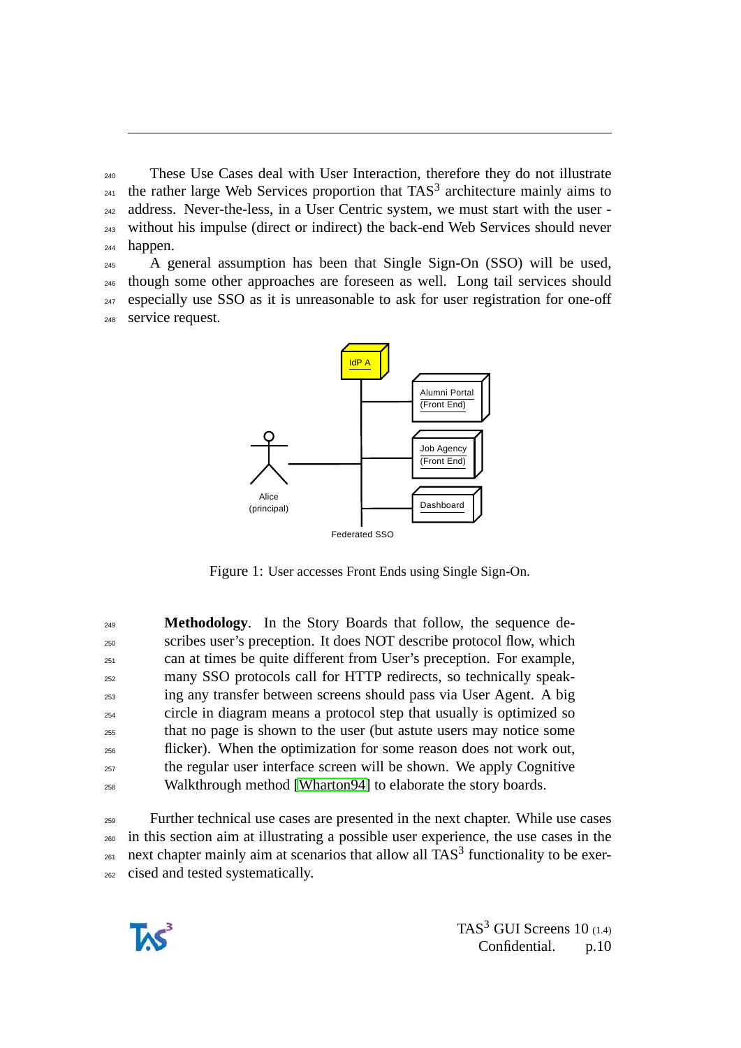These Use Cases deal with User Interaction, therefore they do not illustrate the rather large Web Services proportion that TAS$^3$ architecture mainly aims to address. Never-the-less, in a User Centric system, we must start with the user - without his impulse (direct or indirect) the back-end Web Services should never happen.

A general assumption has been that Single Sign-On (SSO) will be used, though some other approaches are foreseen as well. Long tail services should especially use SSO as it is unreasonable to ask for user registration for one-off service request.

Figure 1: User accesses Front Ends using Single Sign-On.

> **Methodology**. In the Story Boards that follow, the sequence describes user's preception. It does NOT describe protocol flow, which can at times be quite different from User's preception. For example, many SSO protocols call for HTTP redirects, so technically speaking any transfer between screens should pass via User Agent. A big circle in diagram means a protocol step that usually is optimized so that no page is shown to the user (but astute users may notice some flicker). When the optimization for some reason does not work out, the regular user interface screen will be shown. We apply Cognitive Walkthrough method [Wharton94] to elaborate the story boards.

Further technical use cases are presented in the next chapter. While use cases in this section aim at illustrating a possible user experience, the use cases in the next chapter mainly aim at scenarios that allow all TAS$^3$ functionality to be exercised and tested systematically.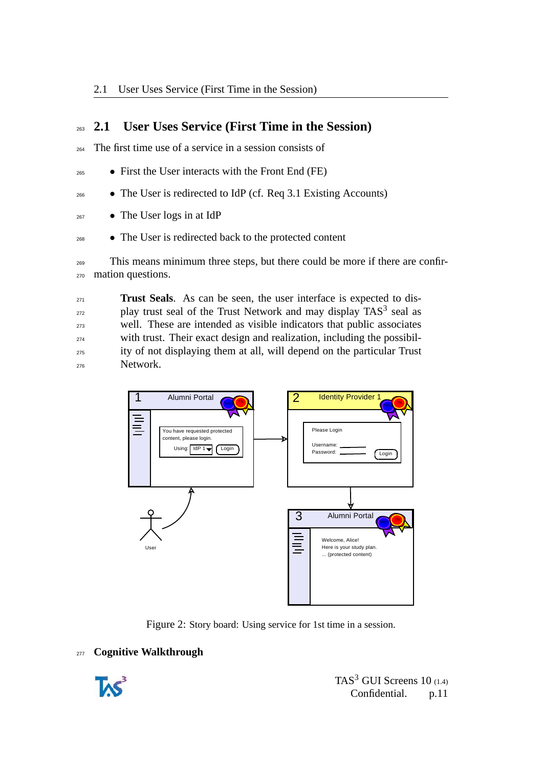## 2.1 User Uses Service (First Time in the Session)

The first time use of a service in a session consists of

- First the User interacts with the Front End (FE)
- The User is redirected to IdP (cf. Req 3.1 Existing Accounts)
- The User logs in at IdP
- The User is redirected back to the protected content

This means minimum three steps, but there could be more if there are confirmation questions.

> **Trust Seals**. As can be seen, the user interface is expected to display trust seal of the Trust Network and may display TAS[3] seal as well. These are intended as visible indicators that public associates with trust. Their exact design and realization, including the possibility of not displaying them at all, will depend on the particular Trust Network.

Figure 2: Story board: Using service for 1st time in a session.

**Cognitive Walkthrough**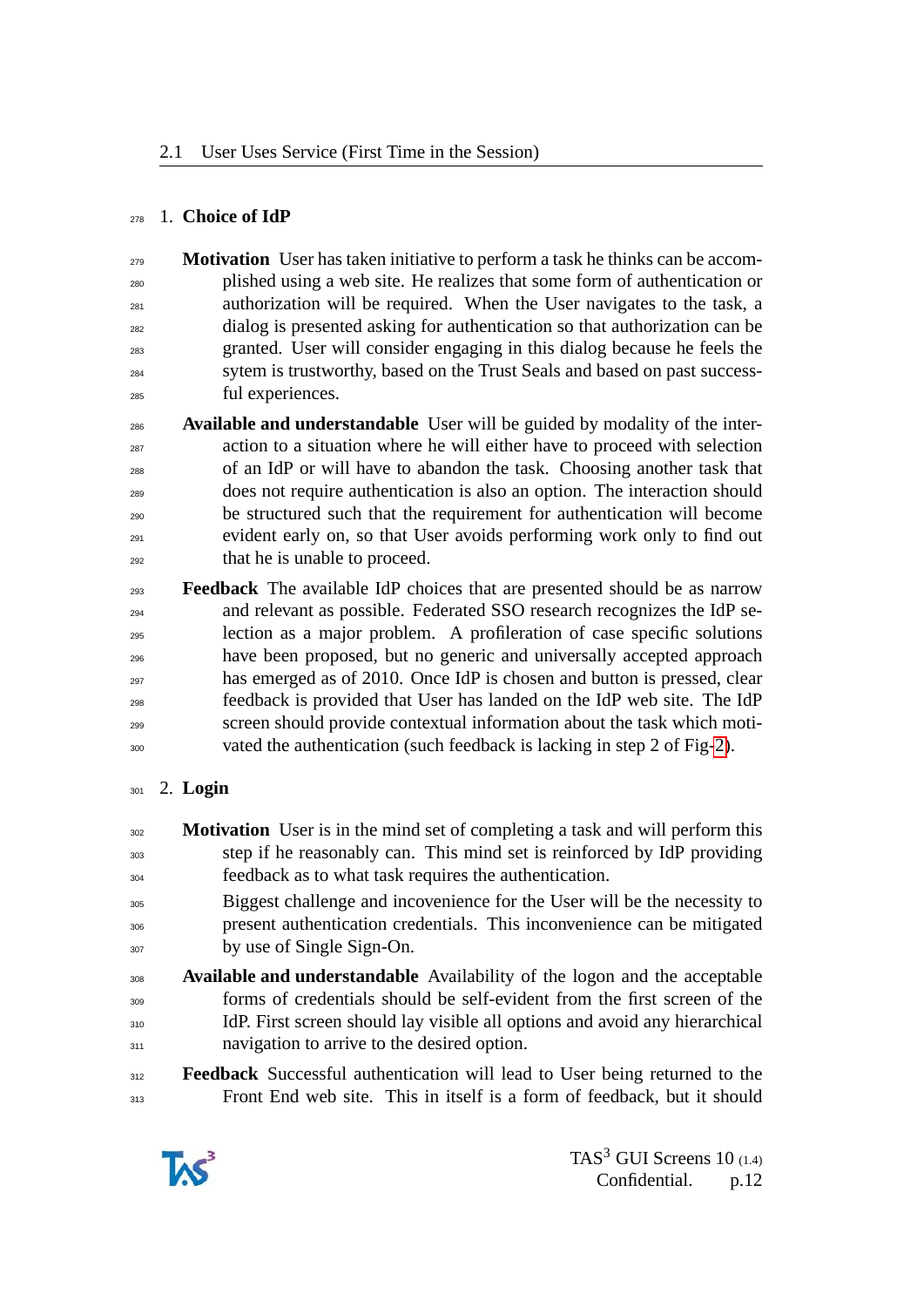1. **Choice of IdP**

   **Motivation** User has taken initiative to perform a task he thinks can be accomplished using a web site. He realizes that some form of authentication or authorization will be required. When the User navigates to the task, a dialog is presented asking for authentication so that authorization can be granted. User will consider engaging in this dialog because he feels the sytem is trustworthy, based on the Trust Seals and based on past successful experiences.

   **Available and understandable** User will be guided by modality of the interaction to a situation where he will either have to proceed with selection of an IdP or will have to abandon the task. Choosing another task that does not require authentication is also an option. The interaction should be structured such that the requirement for authentication will become evident early on, so that User avoids performing work only to find out that he is unable to proceed.

   **Feedback** The available IdP choices that are presented should be as narrow and relevant as possible. Federated SSO research recognizes the IdP selection as a major problem. A profileration of case specific solutions have been proposed, but no generic and universally accepted approach has emerged as of 2010. Once IdP is chosen and button is pressed, clear feedback is provided that User has landed on the IdP web site. The IdP screen should provide contextual information about the task which motivated the authentication (such feedback is lacking in step 2 of Fig-2).

2. **Login**

   **Motivation** User is in the mind set of completing a task and will perform this step if he reasonably can. This mind set is reinforced by IdP providing feedback as to what task requires the authentication.

   Biggest challenge and incovenience for the User will be the necessity to present authentication credentials. This inconvenience can be mitigated by use of Single Sign-On.

   **Available and understandable** Availability of the logon and the acceptable forms of credentials should be self-evident from the first screen of the IdP. First screen should lay visible all options and avoid any hierarchical navigation to arrive to the desired option.

   **Feedback** Successful authentication will lead to User being returned to the Front End web site. This in itself is a form of feedback, but it should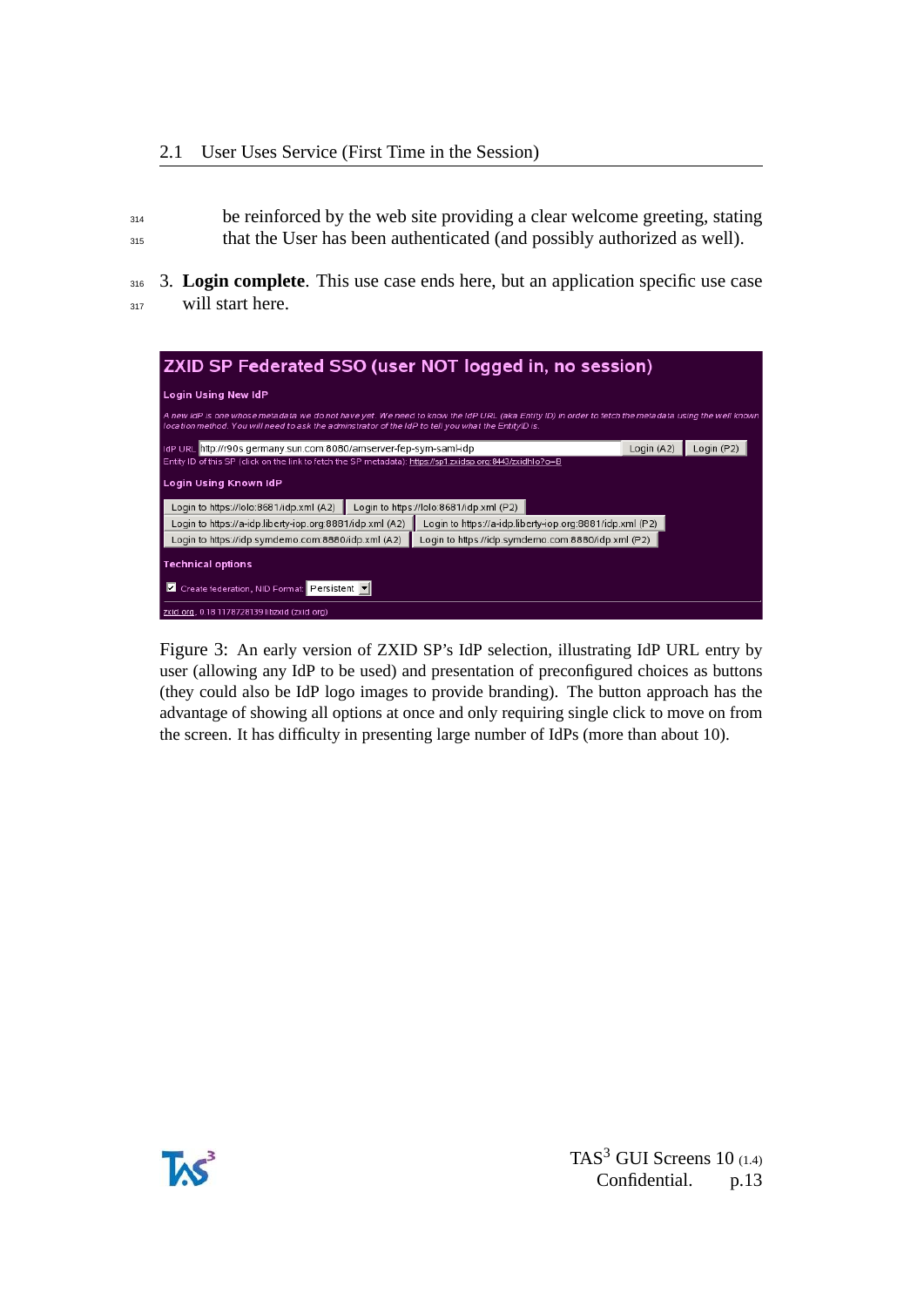be reinforced by the web site providing a clear welcome greeting, stating that the User has been authenticated (and possibly authorized as well).

3. **Login complete**. This use case ends here, but an application specific use case will start here.

Figure 3: An early version of ZXID SP's IdP selection, illustrating IdP URL entry by user (allowing any IdP to be used) and presentation of preconfigured choices as buttons (they could also be IdP logo images to provide branding). The button approach has the advantage of showing all options at once and only requiring single click to move on from the screen. It has difficulty in presenting large number of IdPs (more than about 10).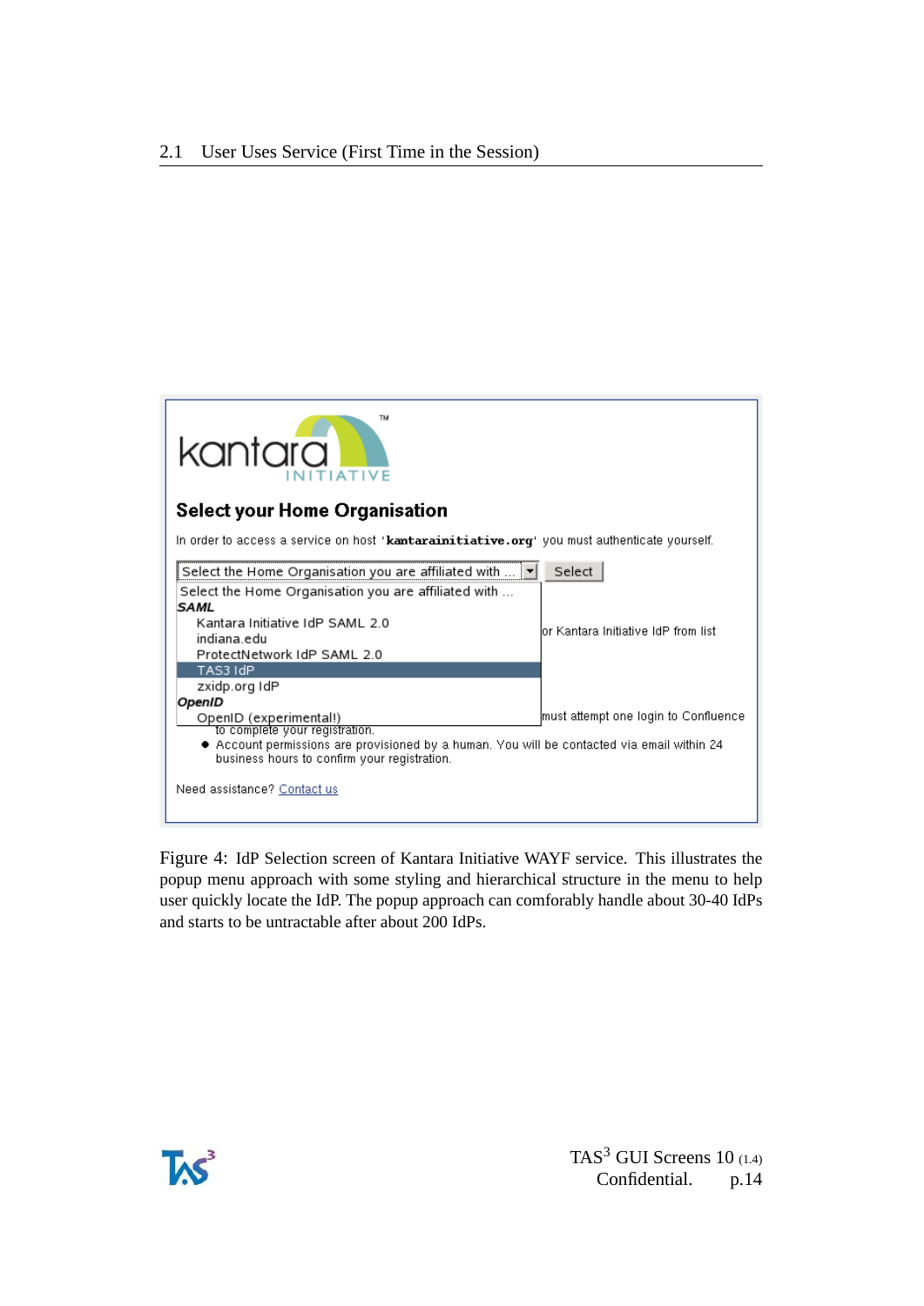Figure 4: IdP Selection screen of Kantara Initiative WAYF service. This illustrates the popup menu approach with some styling and hierarchical structure in the menu to help user quickly locate the IdP. The popup approach can comforably handle about 30-40 IdPs and starts to be untractable after about 200 IdPs.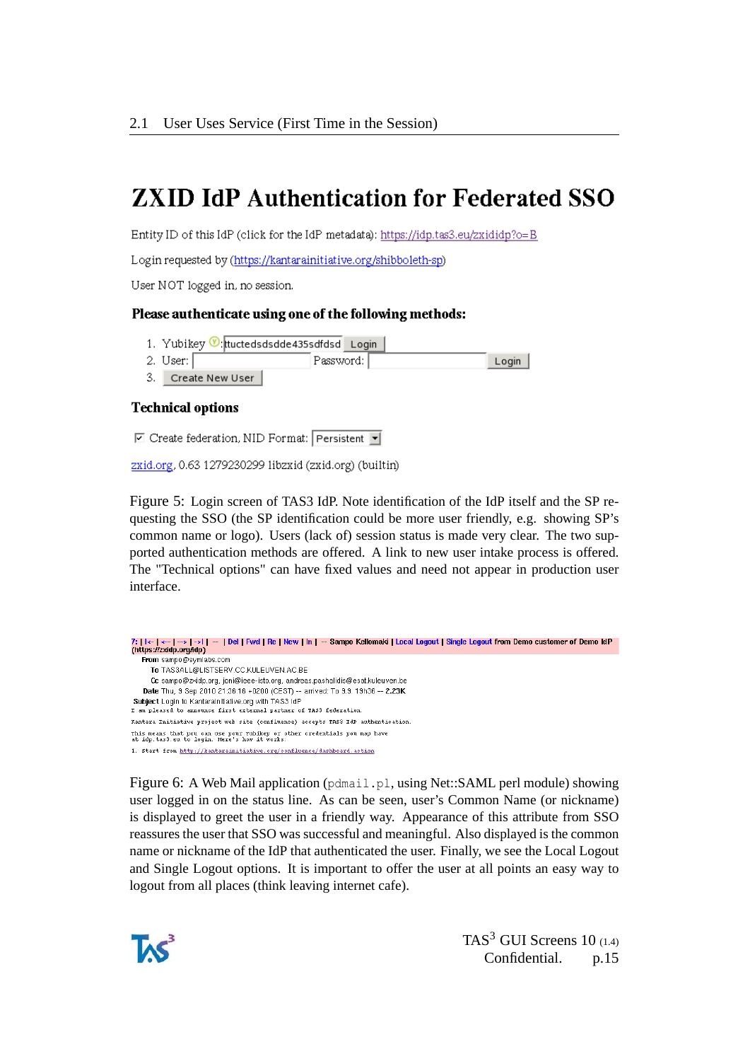# ZXID IdP Authentication for Federated SSO

Entity ID of this IdP (click for the IdP metadata): https://idp.tas3.eu/zxididp?o=B

Login requested by (https://kantarainitiative.org/shibboleth-sp)

User NOT logged in, no session.

### Please authenticate using one of the following methods:

1. Yubikey : ttuctedsdsdde435sdfdsd Login
2. User: Password: Login
3. Create New User

### Technical options

☑ Create federation, NID Format: Persistent

zxid.org, 0.63 1279230299 libzxid (zxid.org) (builtin)

Figure 5: Login screen of TAS3 IdP. Note identification of the IdP itself and the SP requesting the SSO (the SP identification could be more user friendly, e.g. showing SP's common name or logo). Users (lack of) session status is made very clear. The two supported authentication methods are offered. A link to new user intake process is offered. The "Technical options" can have fixed values and need not appear in production user interface.

7: | |<- | <-- | --> | ->| | -- | Del | Fwd | Re | New | In | -- Sampo Kellomaki | Local Logout | Single Logout from Demo customer of Demo IdP (https://zxidp.org/idp)

From sampo@symlabs.com
To TAS3ALL@LISTSERV.CC.KULEUVEN.AC.BE
Cc sampo@zxidp.org, joni@ieee-isto.org, andreas.pashalidis@esat.kuleuven.be
Date Thu, 9 Sep 2010 21:36:16 +0200 (CEST) -- arrived: Th 9.9. 19h36 -- 2.23K
Subject Login to Kantarainitiative.org with TAS3 IdP

I am pleased to announce first external partner of TAS3 federation.

Kantara Initiative project web site (confluence) accepts TAS3 IdP authentication.

This means that you can use your Yubikey or other credentials you may have at idp.tas3.eu to login. Here's how it works:

1. Start from http://kantarainitiative.org/confluence/dashboard.action

Figure 6: A Web Mail application (`pdmail.pl`, using Net::SAML perl module) showing user logged in on the status line. As can be seen, user's Common Name (or nickname) is displayed to greet the user in a friendly way. Appearance of this attribute from SSO reassures the user that SSO was successful and meaningful. Also displayed is the common name or nickname of the IdP that authenticated the user. Finally, we see the Local Logout and Single Logout options. It is important to offer the user at all points an easy way to logout from all places (think leaving internet cafe).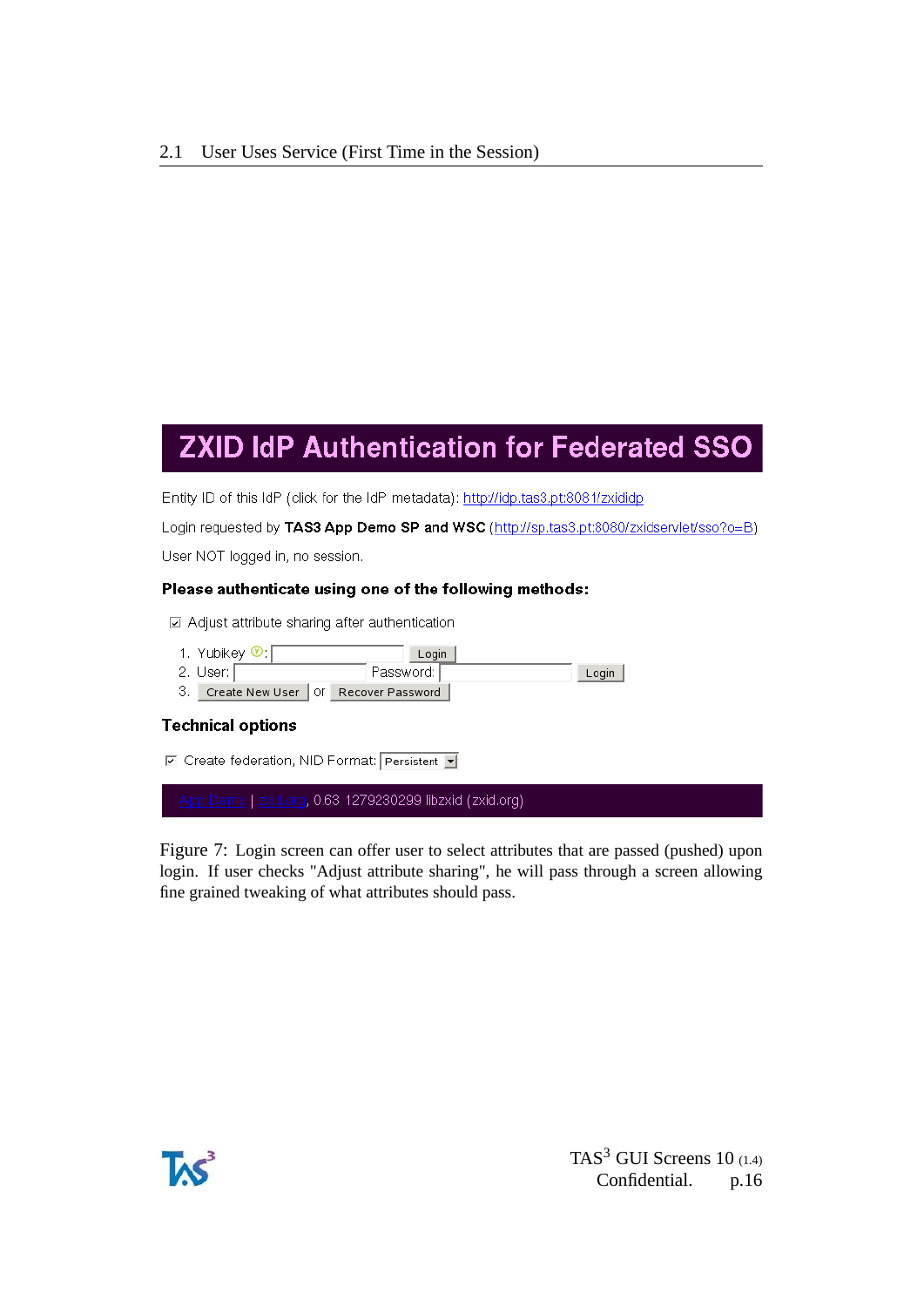## 2.1 User Uses Service (First Time in the Session)

# ZXID IdP Authentication for Federated SSO

Entity ID of this IdP (click for the IdP metadata): http://idp.tas3.pt:8081/zxididp

Login requested by **TAS3 App Demo SP and WSC** (http://sp.tas3.pt:8080/zxidservlet/sso?o=B)

User NOT logged in, no session.

**Please authenticate using one of the following methods:**

☑ Adjust attribute sharing after authentication

1. Yubikey: [ ] Login
2. User: [ ] Password: [ ] Login
3. Create New User or Recover Password

**Technical options**

☑ Create federation, NID Format: Persistent

Apps Demo | zxid.org, 0.63 1279230299 libzxid (zxid.org)

Figure 7: Login screen can offer user to select attributes that are passed (pushed) upon login. If user checks "Adjust attribute sharing", he will pass through a screen allowing fine grained tweaking of what attributes should pass.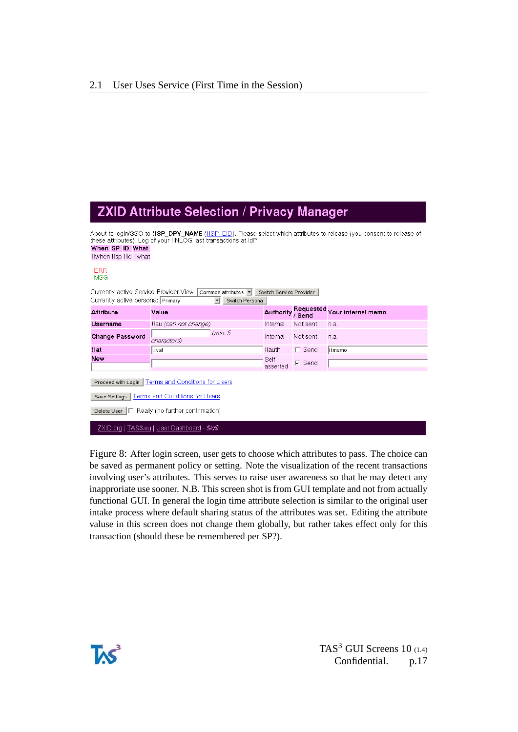## 2.1 User Uses Service (First Time in the Session)

# ZXID Attribute Selection / Privacy Manager

About to login/SSO to **!!SP_DPY_NAME** (!!SP_EID). Please select which attributes to release (you consent to release of these attributes). Log of your !!NLOG last transactions at IdP:

| When | SP | ID | What |
|---|---|---|---|
| !!when | !!sp | !!id | !!what |

!!ERR
!!MSG

Currently active Service Provider View: Common attributes [Switch Service Provider]
Currently active persona: Primary [Switch Persona]

| Attribute | Value | Authority | Requested / Send | Your internal memo |
|---|---|---|---|---|
| Username | !!au *(can not change)* | Internal | Not sent | n.a. |
| Change Password | *(min. 5 characters)* | Internal | Not sent | n.a. |
| !!at | !!val | !!auth | ☐ Send | !!memo |
| New | | Self asserted | ☑ Send | |

[Proceed with Login] Terms and Conditions for Users

[Save Settings] Terms and Conditions for Users

[Delete User] ☐ Really (no further confirmation)

ZXID.org | TAS3.eu | User Dashboard - $id$

Figure 8: After login screen, user gets to choose which attributes to pass. The choice can be saved as permanent policy or setting. Note the visualization of the recent transactions involving user's attributes. This serves to raise user awareness so that he may detect any inappropriate use sooner. N.B. This screen shot is from GUI template and not from actually functional GUI. In general the login time attribute selection is similar to the original user intake process where default sharing status of the attributes was set. Editing the attribute valuse in this screen does not change them globally, but rather takes effect only for this transaction (should these be remembered per SP?).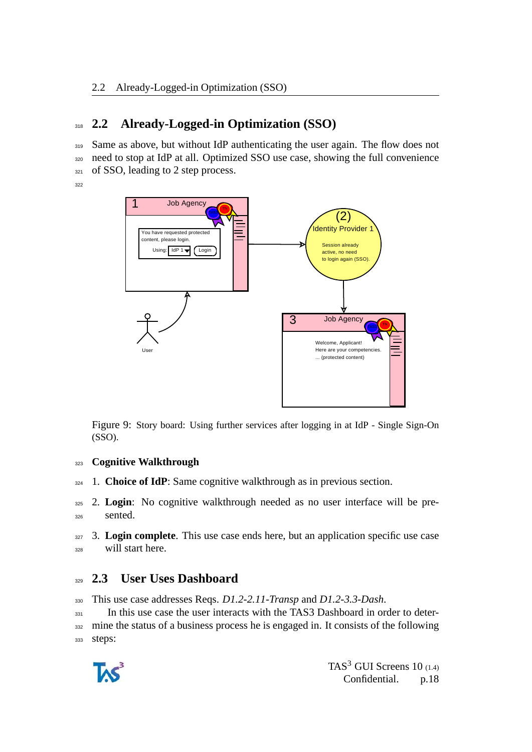## 2.2 Already-Logged-in Optimization (SSO)

Same as above, but without IdP authenticating the user again. The flow does not need to stop at IdP at all. Optimized SSO use case, showing the full convenience of SSO, leading to 2 step process.

Figure 9: Story board: Using further services after logging in at IdP - Single Sign-On (SSO).

### Cognitive Walkthrough

1. **Choice of IdP**: Same cognitive walkthrough as in previous section.
2. **Login**: No cognitive walkthrough needed as no user interface will be presented.
3. **Login complete**. This use case ends here, but an application specific use case will start here.

## 2.3 User Uses Dashboard

This use case addresses Reqs. *D1.2-2.11-Transp* and *D1.2-3.3-Dash*.

In this use case the user interacts with the TAS3 Dashboard in order to determine the status of a business process he is engaged in. It consists of the following steps: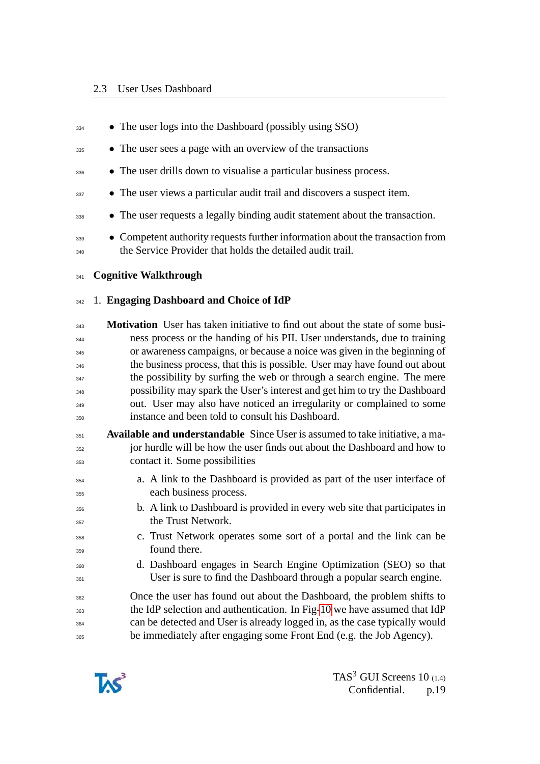- The user logs into the Dashboard (possibly using SSO)
- The user sees a page with an overview of the transactions
- The user drills down to visualise a particular business process.
- The user views a particular audit trail and discovers a suspect item.
- The user requests a legally binding audit statement about the transaction.
- Competent authority requests further information about the transaction from the Service Provider that holds the detailed audit trail.

**Cognitive Walkthrough**

1. **Engaging Dashboard and Choice of IdP**

   **Motivation** User has taken initiative to find out about the state of some business process or the handing of his PII. User understands, due to training or awareness campaigns, or because a noice was given in the beginning of the business process, that this is possible. User may have found out about the possibility by surfing the web or through a search engine. The mere possibility may spark the User's interest and get him to try the Dashboard out. User may also have noticed an irregularity or complained to some instance and been told to consult his Dashboard.

   **Available and understandable** Since User is assumed to take initiative, a major hurdle will be how the user finds out about the Dashboard and how to contact it. Some possibilities

   a. A link to the Dashboard is provided as part of the user interface of each business process.
   b. A link to Dashboard is provided in every web site that participates in the Trust Network.
   c. Trust Network operates some sort of a portal and the link can be found there.
   d. Dashboard engages in Search Engine Optimization (SEO) so that User is sure to find the Dashboard through a popular search engine.

   Once the user has found out about the Dashboard, the problem shifts to the IdP selection and authentication. In Fig-10 we have assumed that IdP can be detected and User is already logged in, as the case typically would be immediately after engaging some Front End (e.g. the Job Agency).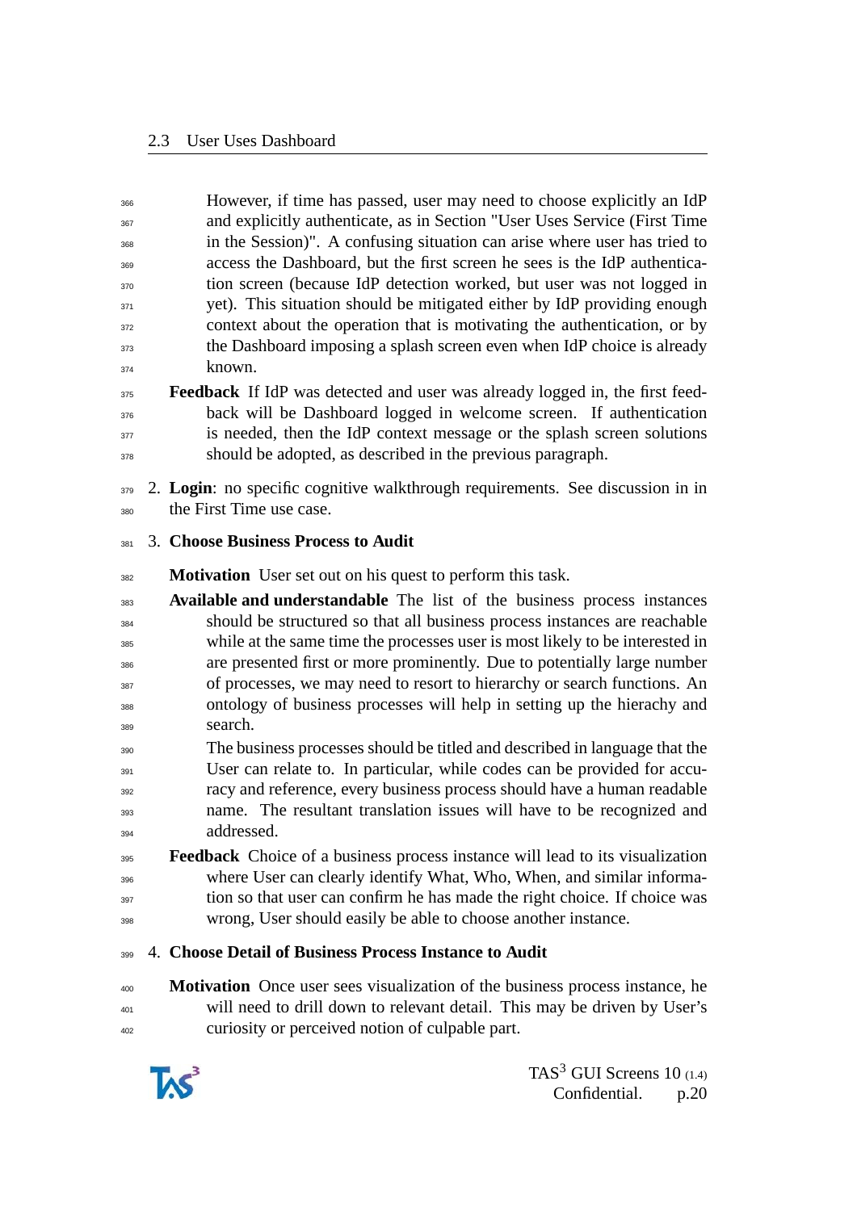However, if time has passed, user may need to choose explicitly an IdP and explicitly authenticate, as in Section "User Uses Service (First Time in the Session)". A confusing situation can arise where user has tried to access the Dashboard, but the first screen he sees is the IdP authentication screen (because IdP detection worked, but user was not logged in yet). This situation should be mitigated either by IdP providing enough context about the operation that is motivating the authentication, or by the Dashboard imposing a splash screen even when IdP choice is already known.

**Feedback** If IdP was detected and user was already logged in, the first feedback will be Dashboard logged in welcome screen. If authentication is needed, then the IdP context message or the splash screen solutions should be adopted, as described in the previous paragraph.

2. **Login**: no specific cognitive walkthrough requirements. See discussion in in the First Time use case.

3. **Choose Business Process to Audit**

   **Motivation** User set out on his quest to perform this task.

   **Available and understandable** The list of the business process instances should be structured so that all business process instances are reachable while at the same time the processes user is most likely to be interested in are presented first or more prominently. Due to potentially large number of processes, we may need to resort to hierarchy or search functions. An ontology of business processes will help in setting up the hierachy and search.

   The business processes should be titled and described in language that the User can relate to. In particular, while codes can be provided for accuracy and reference, every business process should have a human readable name. The resultant translation issues will have to be recognized and addressed.

   **Feedback** Choice of a business process instance will lead to its visualization where User can clearly identify What, Who, When, and similar information so that user can confirm he has made the right choice. If choice was wrong, User should easily be able to choose another instance.

4. **Choose Detail of Business Process Instance to Audit**

   **Motivation** Once user sees visualization of the business process instance, he will need to drill down to relevant detail. This may be driven by User's curiosity or perceived notion of culpable part.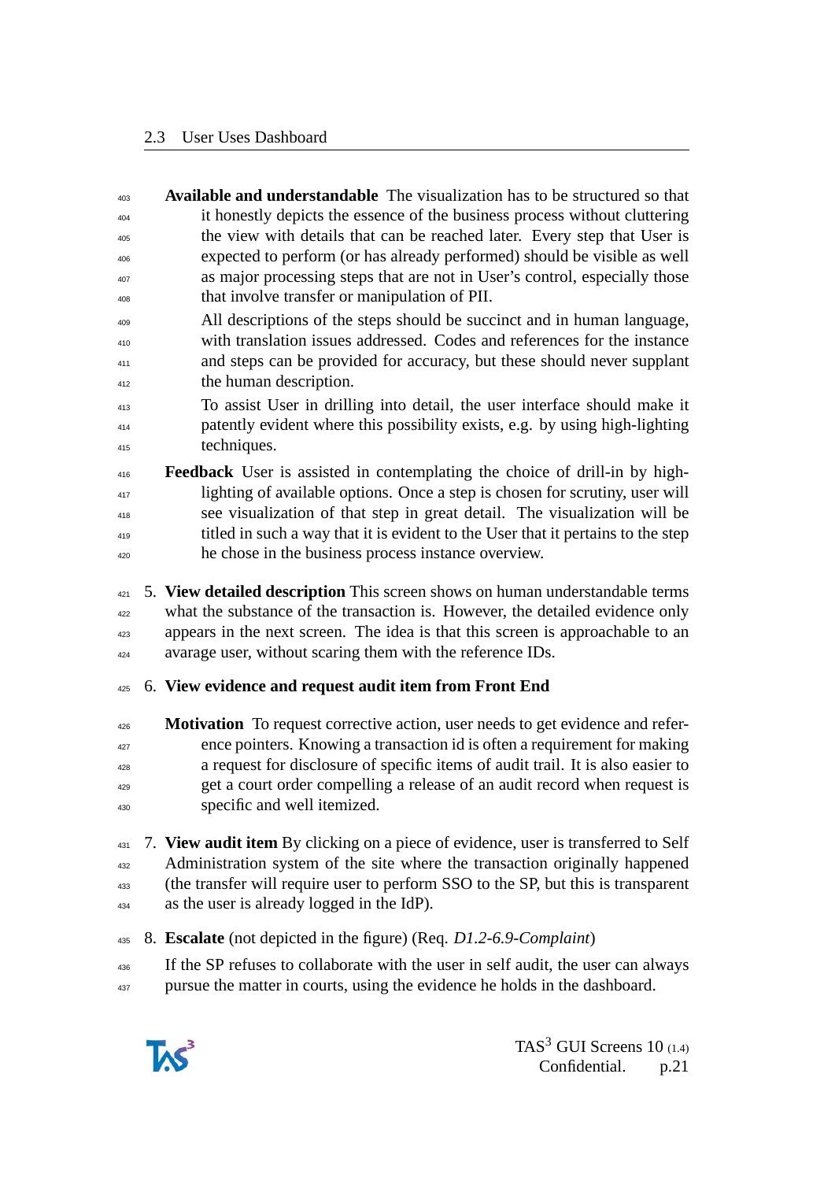**Available and understandable** The visualization has to be structured so that it honestly depicts the essence of the business process without cluttering the view with details that can be reached later. Every step that User is expected to perform (or has already performed) should be visible as well as major processing steps that are not in User's control, especially those that involve transfer or manipulation of PII.

All descriptions of the steps should be succinct and in human language, with translation issues addressed. Codes and references for the instance and steps can be provided for accuracy, but these should never supplant the human description.

To assist User in drilling into detail, the user interface should make it patently evident where this possibility exists, e.g. by using high-lighting techniques.

**Feedback** User is assisted in contemplating the choice of drill-in by high-lighting of available options. Once a step is chosen for scrutiny, user will see visualization of that step in great detail. The visualization will be titled in such a way that it is evident to the User that it pertains to the step he chose in the business process instance overview.

5. **View detailed description** This screen shows on human understandable terms what the substance of the transaction is. However, the detailed evidence only appears in the next screen. The idea is that this screen is approachable to an avarage user, without scaring them with the reference IDs.

6. **View evidence and request audit item from Front End**

   **Motivation** To request corrective action, user needs to get evidence and reference pointers. Knowing a transaction id is often a requirement for making a request for disclosure of specific items of audit trail. It is also easier to get a court order compelling a release of an audit record when request is specific and well itemized.

7. **View audit item** By clicking on a piece of evidence, user is transferred to Self Administration system of the site where the transaction originally happened (the transfer will require user to perform SSO to the SP, but this is transparent as the user is already logged in the IdP).

8. **Escalate** (not depicted in the figure) (Req. *D1.2-6.9-Complaint*)

   If the SP refuses to collaborate with the user in self audit, the user can always pursue the matter in courts, using the evidence he holds in the dashboard.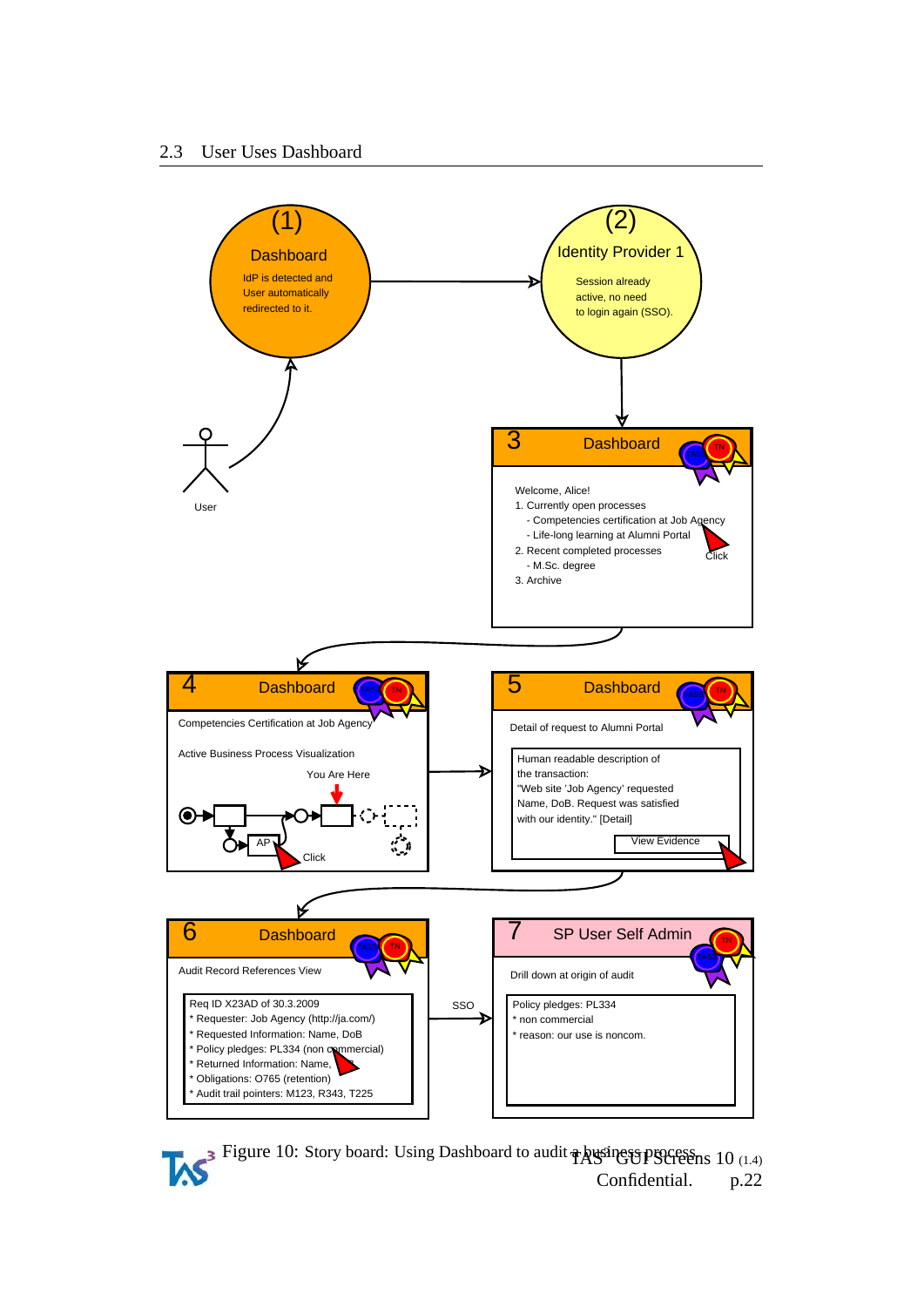## 2.3 User Uses Dashboard

(1)
Dashboard
IdP is detected and User automatically redirected to it.

(2)
Identity Provider 1
Session already active, no need to login again (SSO).

User

3 Dashboard

Welcome, Alice!
1. Currently open processes
- Competencies certification at Job Agency
- Life-long learning at Alumni Portal
2. Recent completed processes
- M.Sc. degree
3. Archive

Click

4 Dashboard

Competencies Certification at Job Agency

Active Business Process Visualization

You Are Here

AP

Click

5 Dashboard

Detail of request to Alumni Portal

Human readable description of the transaction:
"Web site 'Job Agency' requested Name, DoB. Request was satisfied with our identity." [Detail]

View Evidence

6 Dashboard

Audit Record References View

Req ID X23AD of 30.3.2009
* Requester: Job Agency (http://ja.com/)
* Requested Information: Name, DoB
* Policy pledges: PL334 (non commercial)
* Returned Information: Name,
* Obligations: O765 (retention)
* Audit trail pointers: M123, R343, T225

SSO

7 SP User Self Admin

Drill down at origin of audit

Policy pledges: PL334
* non commercial
* reason: our use is noncom.

Figure 10: Story board: Using Dashboard to audit a business process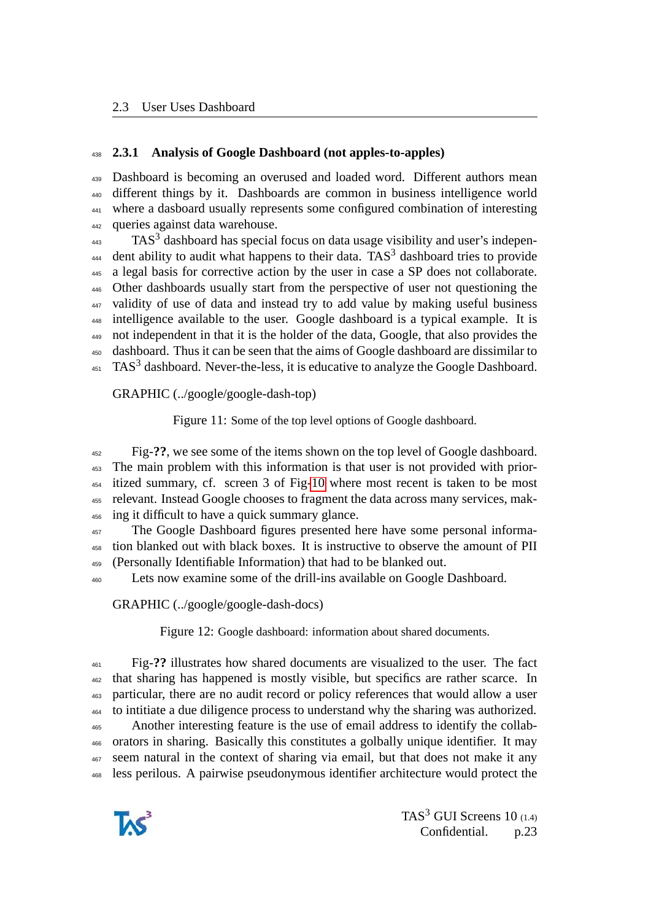### 2.3.1 Analysis of Google Dashboard (not apples-to-apples)

Dashboard is becoming an overused and loaded word. Different authors mean different things by it. Dashboards are common in business intelligence world where a dasboard usually represents some configured combination of interesting queries against data warehouse.

TAS$^3$ dashboard has special focus on data usage visibility and user's independent ability to audit what happens to their data. TAS$^3$ dashboard tries to provide a legal basis for corrective action by the user in case a SP does not collaborate. Other dashboards usually start from the perspective of user not questioning the validity of use of data and instead try to add value by making useful business intelligence available to the user. Google dashboard is a typical example. It is not independent in that it is the holder of the data, Google, that also provides the dashboard. Thus it can be seen that the aims of Google dashboard are dissimilar to TAS$^3$ dashboard. Never-the-less, it is educative to analyze the Google Dashboard.

GRAPHIC (../google/google-dash-top)

Figure 11: Some of the top level options of Google dashboard.

Fig-**??**, we see some of the items shown on the top level of Google dashboard. The main problem with this information is that user is not provided with prioritized summary, cf. screen 3 of Fig-10 where most recent is taken to be most relevant. Instead Google chooses to fragment the data across many services, making it difficult to have a quick summary glance.

The Google Dashboard figures presented here have some personal information blanked out with black boxes. It is instructive to observe the amount of PII (Personally Identifiable Information) that had to be blanked out.

Lets now examine some of the drill-ins available on Google Dashboard.

GRAPHIC (../google/google-dash-docs)

Figure 12: Google dashboard: information about shared documents.

Fig-**??** illustrates how shared documents are visualized to the user. The fact that sharing has happened is mostly visible, but specifics are rather scarce. In particular, there are no audit record or policy references that would allow a user to intitiate a due diligence process to understand why the sharing was authorized.

Another interesting feature is the use of email address to identify the collaborators in sharing. Basically this constitutes a golbally unique identifier. It may seem natural in the context of sharing via email, but that does not make it any less perilous. A pairwise pseudonymous identifier architecture would protect the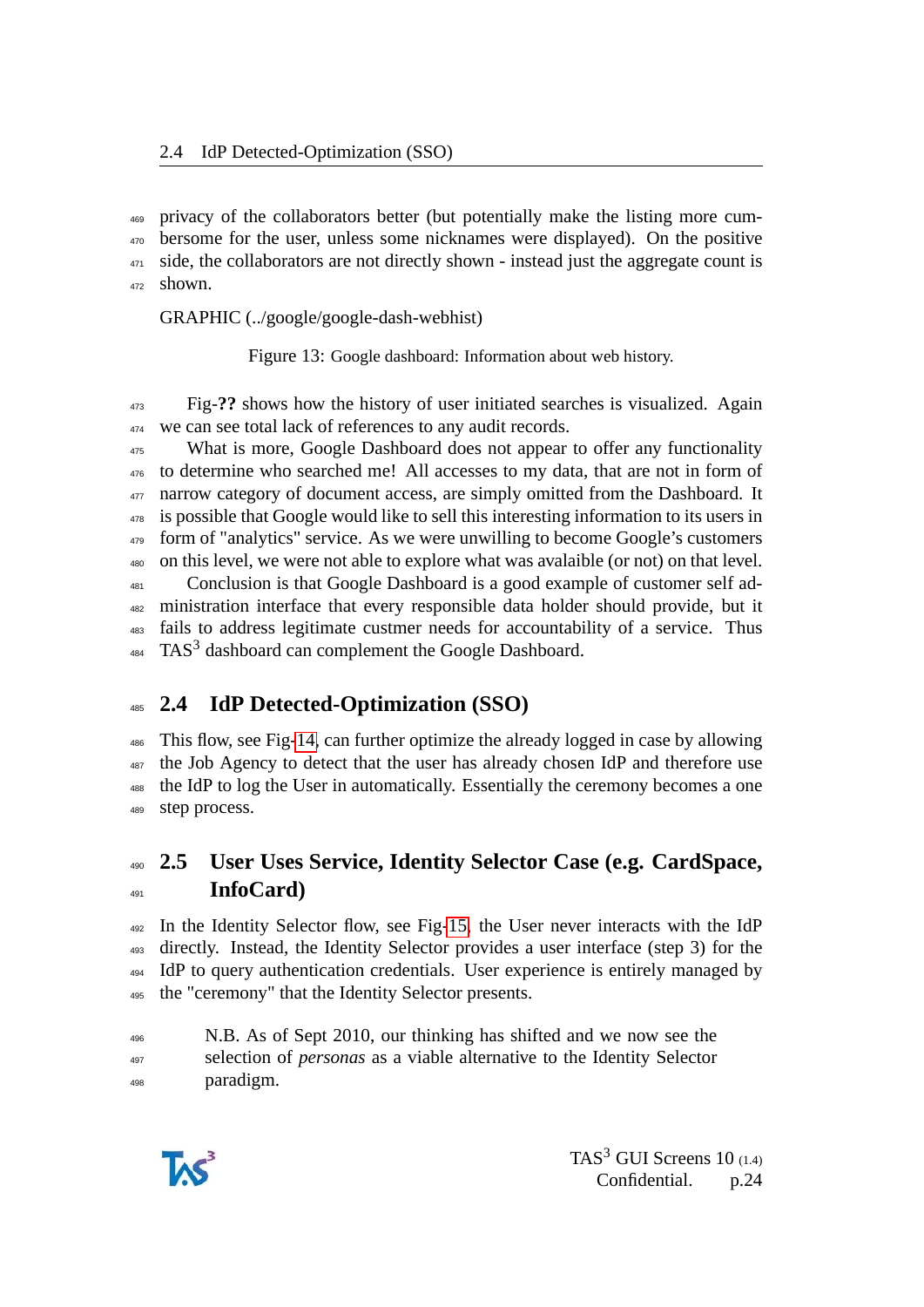privacy of the collaborators better (but potentially make the listing more cumbersome for the user, unless some nicknames were displayed). On the positive side, the collaborators are not directly shown - instead just the aggregate count is shown.

GRAPHIC (../google/google-dash-webhist)

Figure 13: Google dashboard: Information about web history.

Fig-**??** shows how the history of user initiated searches is visualized. Again we can see total lack of references to any audit records.

What is more, Google Dashboard does not appear to offer any functionality to determine who searched me! All accesses to my data, that are not in form of narrow category of document access, are simply omitted from the Dashboard. It is possible that Google would like to sell this interesting information to its users in form of "analytics" service. As we were unwilling to become Google's customers on this level, we were not able to explore what was avalaible (or not) on that level.

Conclusion is that Google Dashboard is a good example of customer self administration interface that every responsible data holder should provide, but it fails to address legitimate custmer needs for accountability of a service. Thus TAS[3] dashboard can complement the Google Dashboard.

## 2.4 IdP Detected-Optimization (SSO)

This flow, see Fig-14, can further optimize the already logged in case by allowing the Job Agency to detect that the user has already chosen IdP and therefore use the IdP to log the User in automatically. Essentially the ceremony becomes a one step process.

## 2.5 User Uses Service, Identity Selector Case (e.g. CardSpace, InfoCard)

In the Identity Selector flow, see Fig-15, the User never interacts with the IdP directly. Instead, the Identity Selector provides a user interface (step 3) for the IdP to query authentication credentials. User experience is entirely managed by the "ceremony" that the Identity Selector presents.

> N.B. As of Sept 2010, our thinking has shifted and we now see the selection of *personas* as a viable alternative to the Identity Selector paradigm.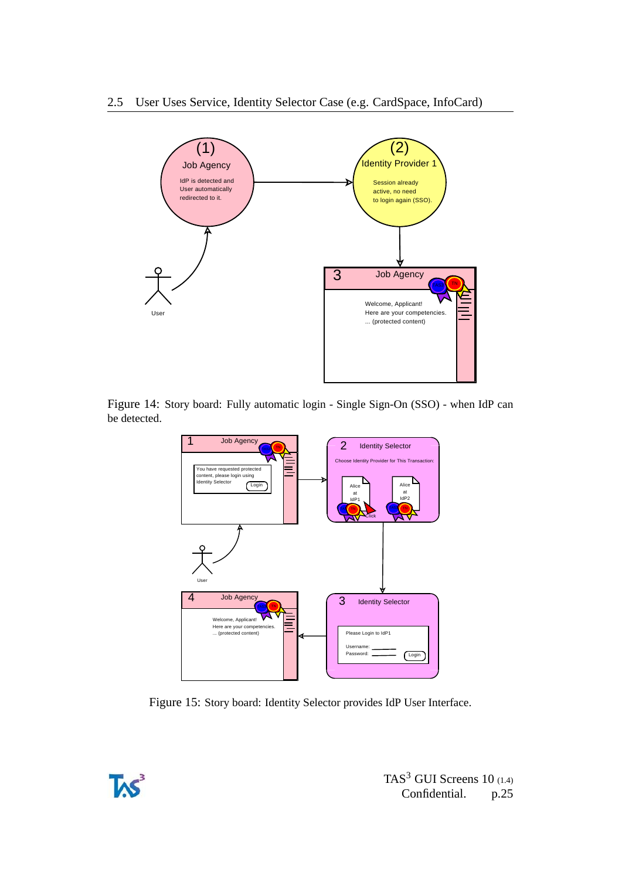## 2.5 User Uses Service, Identity Selector Case (e.g. CardSpace, InfoCard)

Figure 14: Story board: Fully automatic login - Single Sign-On (SSO) - when IdP can be detected.

Figure 15: Story board: Identity Selector provides IdP User Interface.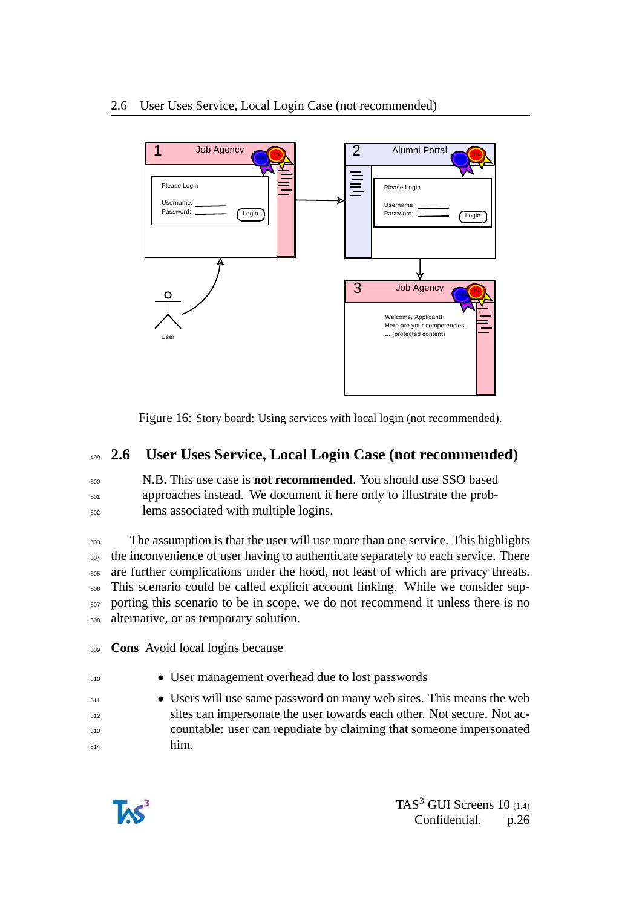Figure 16: Story board: Using services with local login (not recommended).

## 2.6 User Uses Service, Local Login Case (not recommended)

N.B. This use case is **not recommended**. You should use SSO based approaches instead. We document it here only to illustrate the problems associated with multiple logins.

The assumption is that the user will use more than one service. This highlights the inconvenience of user having to authenticate separately to each service. There are further complications under the hood, not least of which are privacy threats. This scenario could be called explicit account linking. While we consider supporting this scenario to be in scope, we do not recommend it unless there is no alternative, or as temporary solution.

**Cons** Avoid local logins because

- User management overhead due to lost passwords
- Users will use same password on many web sites. This means the web sites can impersonate the user towards each other. Not secure. Not accountable: user can repudiate by claiming that someone impersonated him.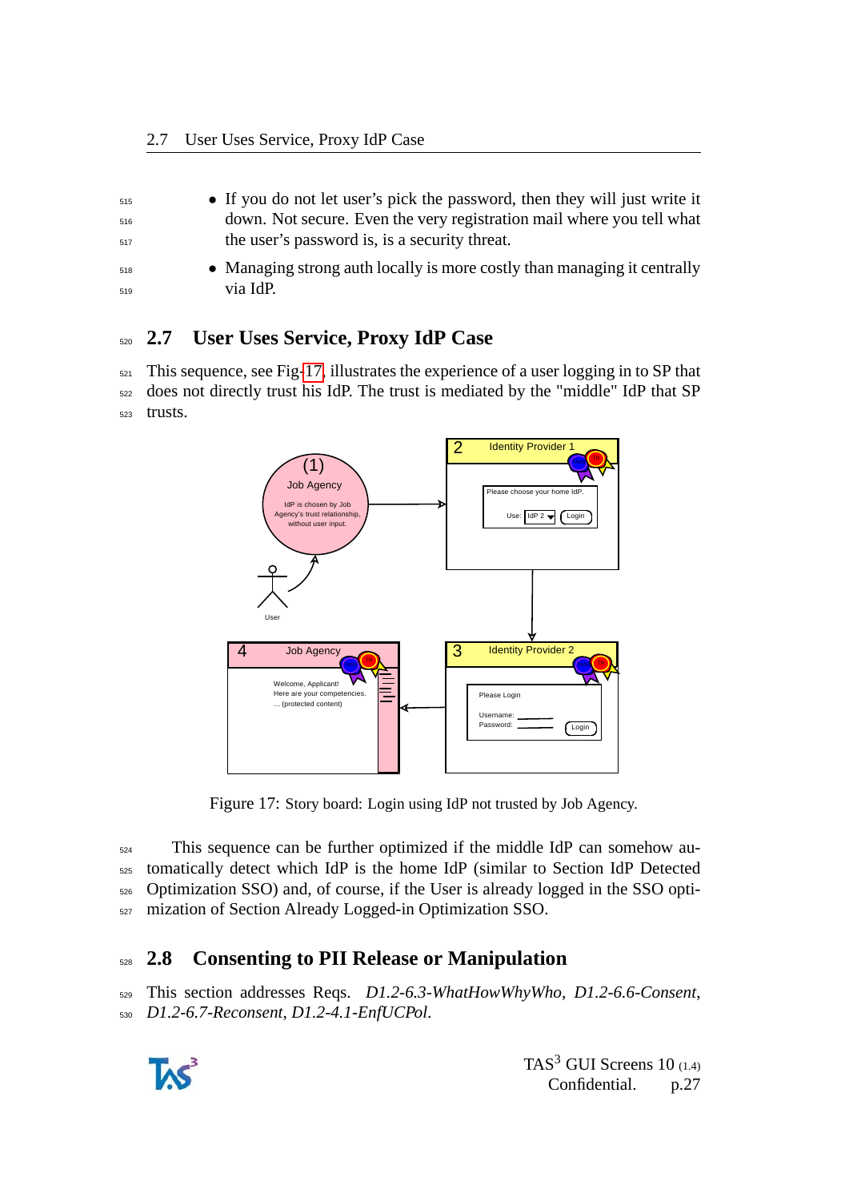- If you do not let user's pick the password, then they will just write it down. Not secure. Even the very registration mail where you tell what the user's password is, is a security threat.
- Managing strong auth locally is more costly than managing it centrally via IdP.

## 2.7 User Uses Service, Proxy IdP Case

This sequence, see Fig-17, illustrates the experience of a user logging in to SP that does not directly trust his IdP. The trust is mediated by the "middle" IdP that SP trusts.

Figure 17: Story board: Login using IdP not trusted by Job Agency.

This sequence can be further optimized if the middle IdP can somehow automatically detect which IdP is the home IdP (similar to Section IdP Detected Optimization SSO) and, of course, if the User is already logged in the SSO optimization of Section Already Logged-in Optimization SSO.

## 2.8 Consenting to PII Release or Manipulation

This section addresses Reqs. *D1.2-6.3-WhatHowWhyWho*, *D1.2-6.6-Consent*, *D1.2-6.7-Reconsent*, *D1.2-4.1-EnfUCPol*.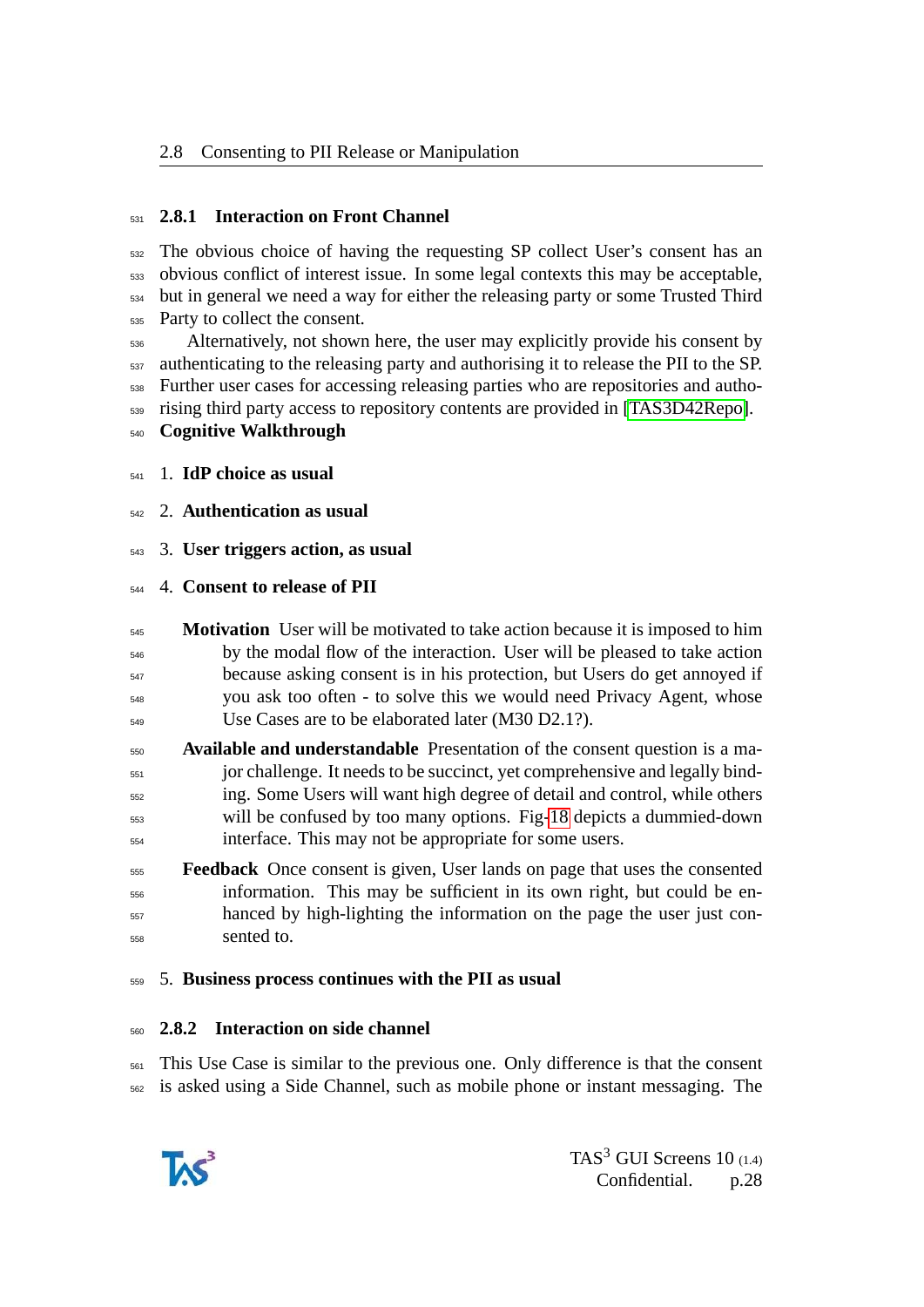### 2.8.1 Interaction on Front Channel

The obvious choice of having the requesting SP collect User's consent has an obvious conflict of interest issue. In some legal contexts this may be acceptable, but in general we need a way for either the releasing party or some Trusted Third Party to collect the consent.

Alternatively, not shown here, the user may explicitly provide his consent by authenticating to the releasing party and authorising it to release the PII to the SP. Further user cases for accessing releasing parties who are repositories and authorising third party access to repository contents are provided in [TAS3D42Repo].

**Cognitive Walkthrough**

1. **IdP choice as usual**
2. **Authentication as usual**
3. **User triggers action, as usual**
4. **Consent to release of PII**

   **Motivation** User will be motivated to take action because it is imposed to him by the modal flow of the interaction. User will be pleased to take action because asking consent is in his protection, but Users do get annoyed if you ask too often - to solve this we would need Privacy Agent, whose Use Cases are to be elaborated later (M30 D2.1?).

   **Available and understandable** Presentation of the consent question is a major challenge. It needs to be succinct, yet comprehensive and legally binding. Some Users will want high degree of detail and control, while others will be confused by too many options. Fig-18 depicts a dummied-down interface. This may not be appropriate for some users.

   **Feedback** Once consent is given, User lands on page that uses the consented information. This may be sufficient in its own right, but could be enhanced by high-lighting the information on the page the user just consented to.

5. **Business process continues with the PII as usual**

### 2.8.2 Interaction on side channel

This Use Case is similar to the previous one. Only difference is that the consent is asked using a Side Channel, such as mobile phone or instant messaging. The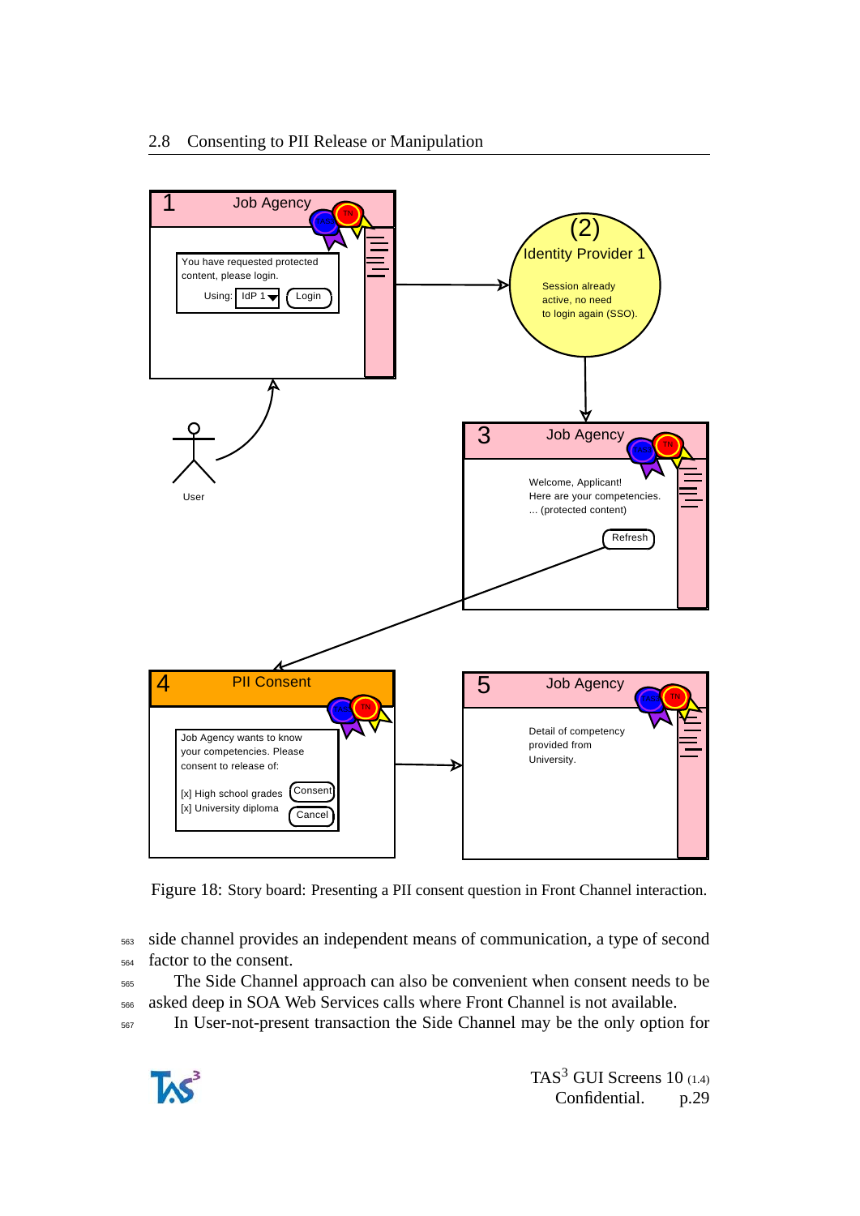Figure 18: Story board: Presenting a PII consent question in Front Channel interaction.

side channel provides an independent means of communication, a type of second factor to the consent.

The Side Channel approach can also be convenient when consent needs to be asked deep in SOA Web Services calls where Front Channel is not available.

In User-not-present transaction the Side Channel may be the only option for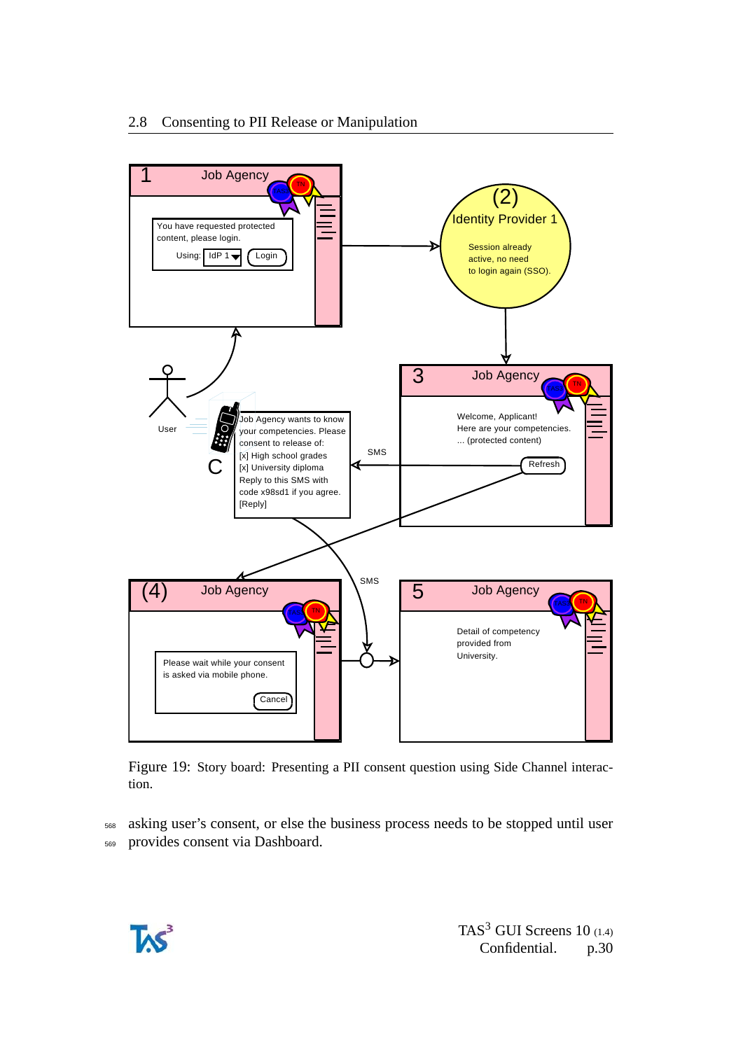Figure 19: Story board: Presenting a PII consent question using Side Channel interaction.

asking user's consent, or else the business process needs to be stopped until user provides consent via Dashboard.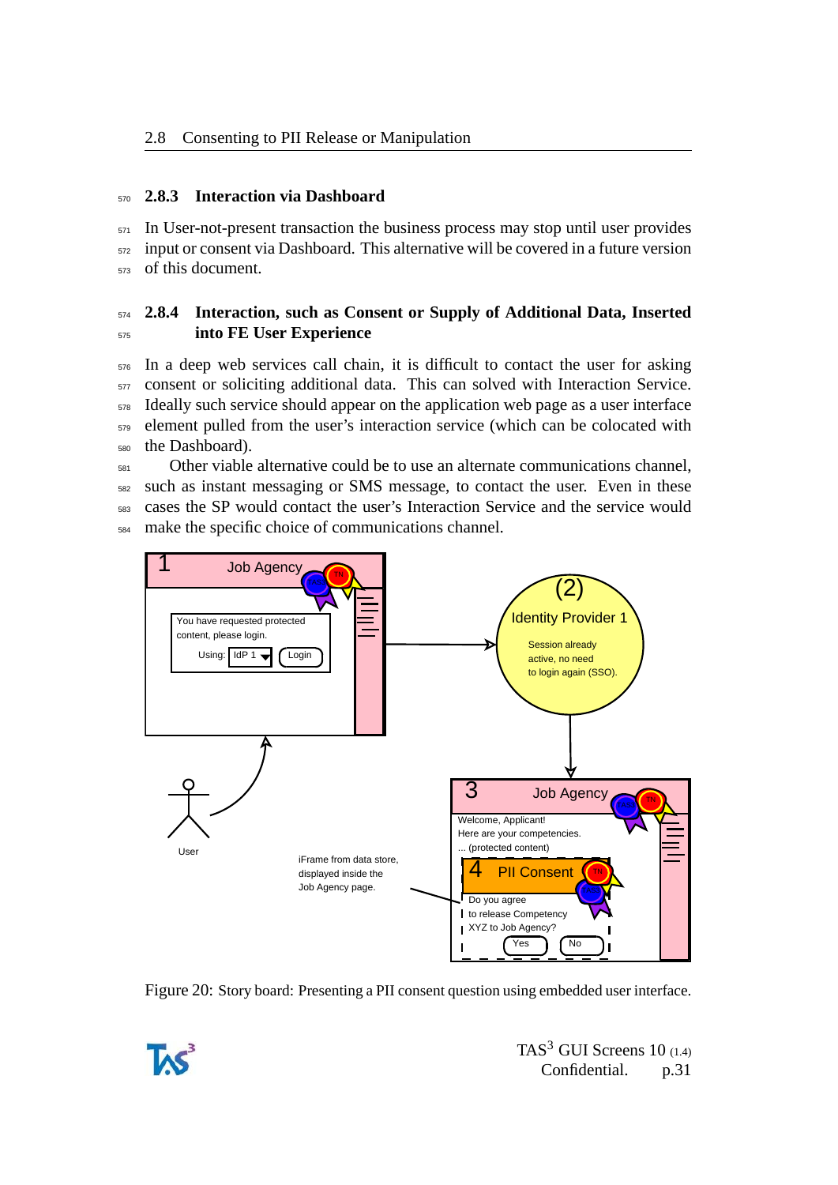### 2.8.3 Interaction via Dashboard

In User-not-present transaction the business process may stop until user provides input or consent via Dashboard. This alternative will be covered in a future version of this document.

### 2.8.4 Interaction, such as Consent or Supply of Additional Data, Inserted into FE User Experience

In a deep web services call chain, it is difficult to contact the user for asking consent or soliciting additional data. This can solved with Interaction Service. Ideally such service should appear on the application web page as a user interface element pulled from the user's interaction service (which can be colocated with the Dashboard).

Other viable alternative could be to use an alternate communications channel, such as instant messaging or SMS message, to contact the user. Even in these cases the SP would contact the user's Interaction Service and the service would make the specific choice of communications channel.

Figure 20: Story board: Presenting a PII consent question using embedded user interface.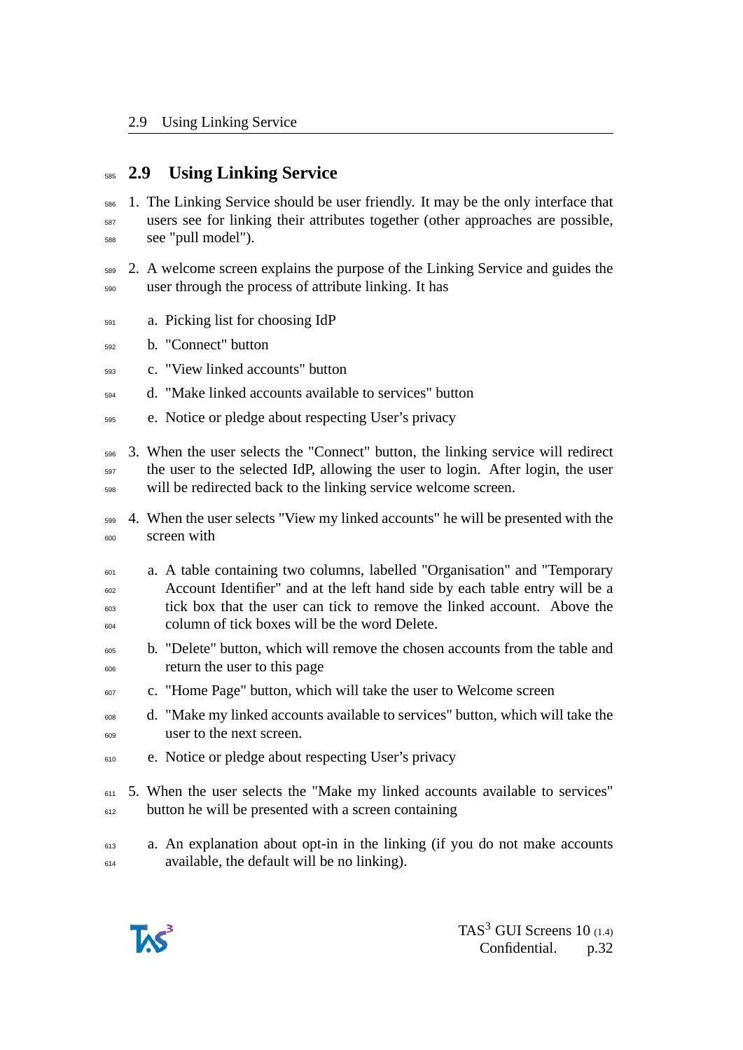## 2.9 Using Linking Service

1. The Linking Service should be user friendly. It may be the only interface that users see for linking their attributes together (other approaches are possible, see "pull model").

2. A welcome screen explains the purpose of the Linking Service and guides the user through the process of attribute linking. It has

    a. Picking list for choosing IdP

    b. "Connect" button

    c. "View linked accounts" button

    d. "Make linked accounts available to services" button

    e. Notice or pledge about respecting User's privacy

3. When the user selects the "Connect" button, the linking service will redirect the user to the selected IdP, allowing the user to login. After login, the user will be redirected back to the linking service welcome screen.

4. When the user selects "View my linked accounts" he will be presented with the screen with

    a. A table containing two columns, labelled "Organisation" and "Temporary Account Identifier" and at the left hand side by each table entry will be a tick box that the user can tick to remove the linked account. Above the column of tick boxes will be the word Delete.

    b. "Delete" button, which will remove the chosen accounts from the table and return the user to this page

    c. "Home Page" button, which will take the user to Welcome screen

    d. "Make my linked accounts available to services" button, which will take the user to the next screen.

    e. Notice or pledge about respecting User's privacy

5. When the user selects the "Make my linked accounts available to services" button he will be presented with a screen containing

    a. An explanation about opt-in in the linking (if you do not make accounts available, the default will be no linking).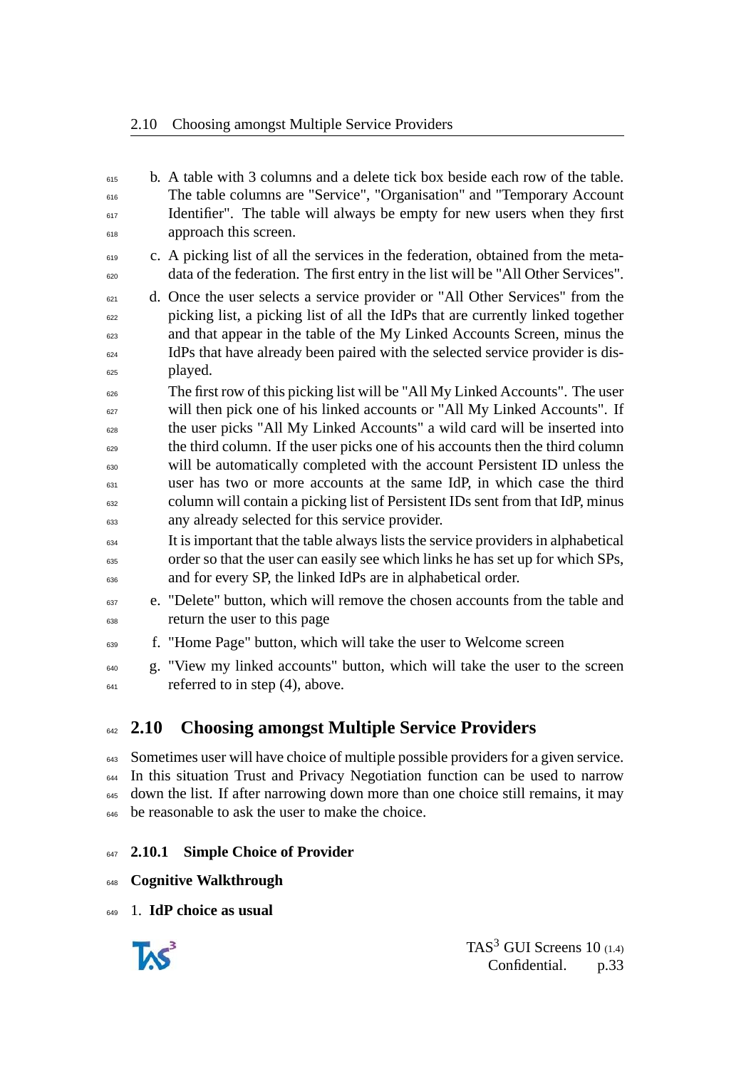b. A table with 3 columns and a delete tick box beside each row of the table. The table columns are "Service", "Organisation" and "Temporary Account Identifier". The table will always be empty for new users when they first approach this screen.

c. A picking list of all the services in the federation, obtained from the metadata of the federation. The first entry in the list will be "All Other Services".

d. Once the user selects a service provider or "All Other Services" from the picking list, a picking list of all the IdPs that are currently linked together and that appear in the table of the My Linked Accounts Screen, minus the IdPs that have already been paired with the selected service provider is displayed.

   The first row of this picking list will be "All My Linked Accounts". The user will then pick one of his linked accounts or "All My Linked Accounts". If the user picks "All My Linked Accounts" a wild card will be inserted into the third column. If the user picks one of his accounts then the third column will be automatically completed with the account Persistent ID unless the user has two or more accounts at the same IdP, in which case the third column will contain a picking list of Persistent IDs sent from that IdP, minus any already selected for this service provider.

   It is important that the table always lists the service providers in alphabetical order so that the user can easily see which links he has set up for which SPs, and for every SP, the linked IdPs are in alphabetical order.

e. "Delete" button, which will remove the chosen accounts from the table and return the user to this page

f. "Home Page" button, which will take the user to Welcome screen

g. "View my linked accounts" button, which will take the user to the screen referred to in step (4), above.

## 2.10 Choosing amongst Multiple Service Providers

Sometimes user will have choice of multiple possible providers for a given service. In this situation Trust and Privacy Negotiation function can be used to narrow down the list. If after narrowing down more than one choice still remains, it may be reasonable to ask the user to make the choice.

### 2.10.1 Simple Choice of Provider

**Cognitive Walkthrough**

1. **IdP choice as usual**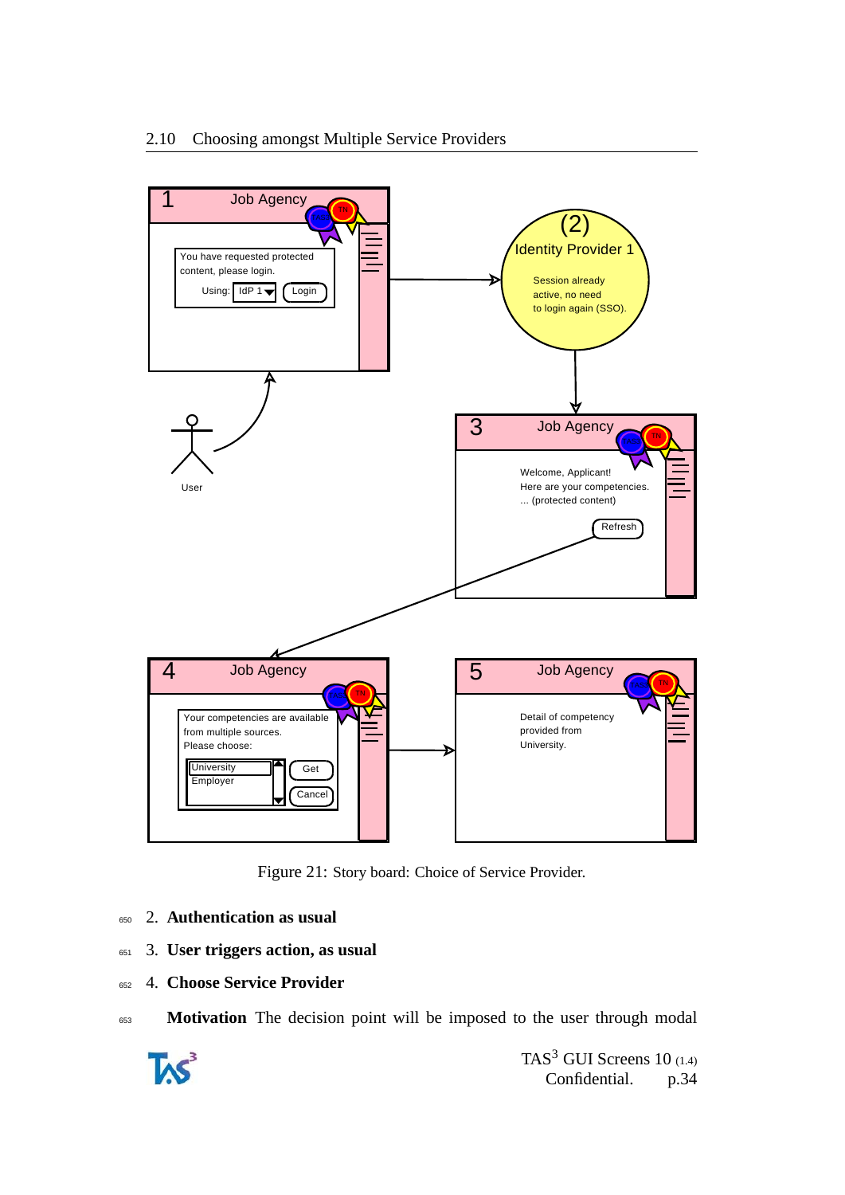Figure 21: Story board: Choice of Service Provider.

2. **Authentication as usual**

3. **User triggers action, as usual**

4. **Choose Service Provider**

**Motivation** The decision point will be imposed to the user through modal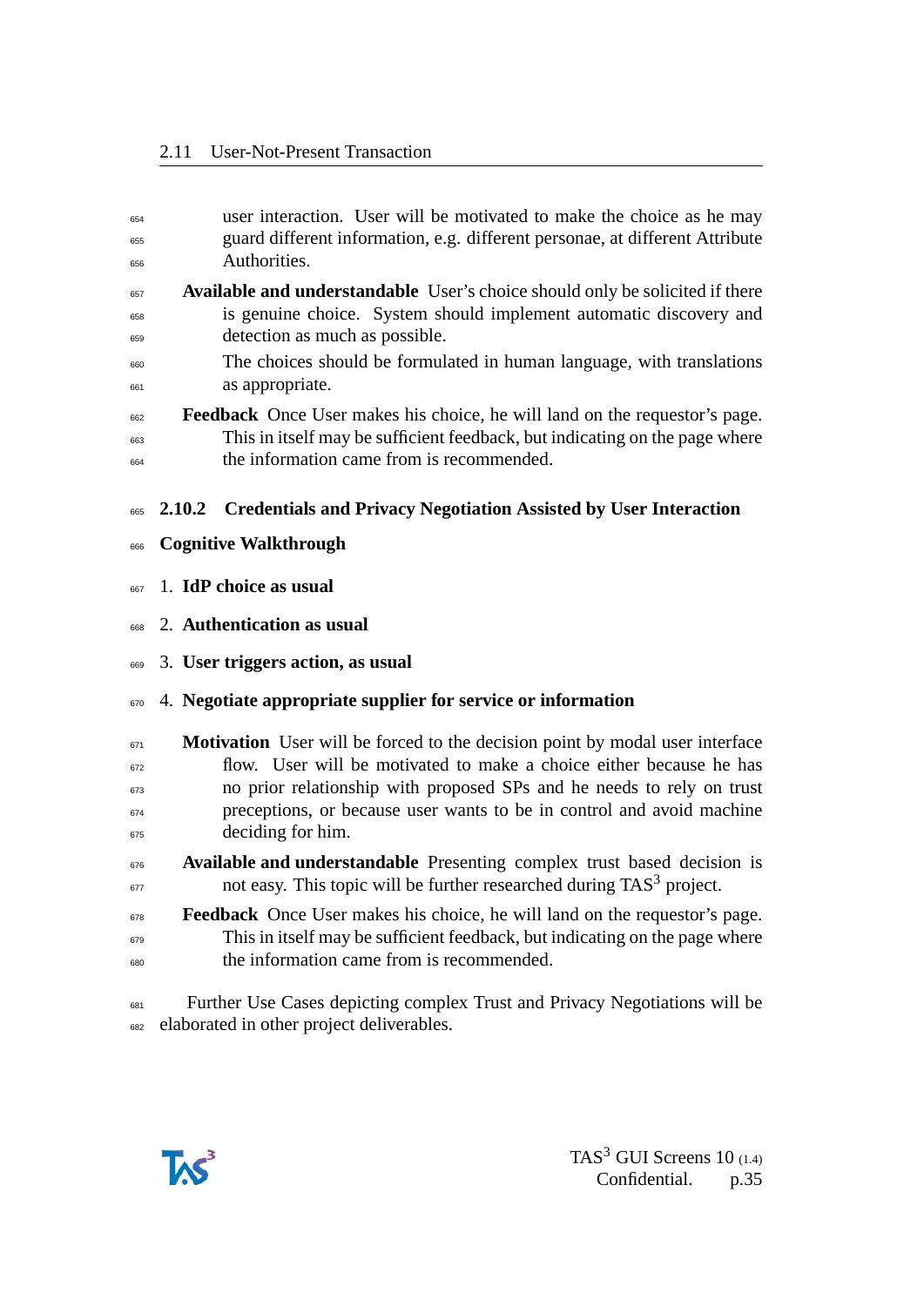user interaction. User will be motivated to make the choice as he may guard different information, e.g. different personae, at different Attribute Authorities.

**Available and understandable** User's choice should only be solicited if there is genuine choice. System should implement automatic discovery and detection as much as possible.

The choices should be formulated in human language, with translations as appropriate.

**Feedback** Once User makes his choice, he will land on the requestor's page. This in itself may be sufficient feedback, but indicating on the page where the information came from is recommended.

### 2.10.2 Credentials and Privacy Negotiation Assisted by User Interaction

**Cognitive Walkthrough**

1. **IdP choice as usual**
2. **Authentication as usual**
3. **User triggers action, as usual**
4. **Negotiate appropriate supplier for service or information**

**Motivation** User will be forced to the decision point by modal user interface flow. User will be motivated to make a choice either because he has no prior relationship with proposed SPs and he needs to rely on trust preceptions, or because user wants to be in control and avoid machine deciding for him.

**Available and understandable** Presenting complex trust based decision is not easy. This topic will be further researched during TAS$^3$ project.

**Feedback** Once User makes his choice, he will land on the requestor's page. This in itself may be sufficient feedback, but indicating on the page where the information came from is recommended.

Further Use Cases depicting complex Trust and Privacy Negotiations will be elaborated in other project deliverables.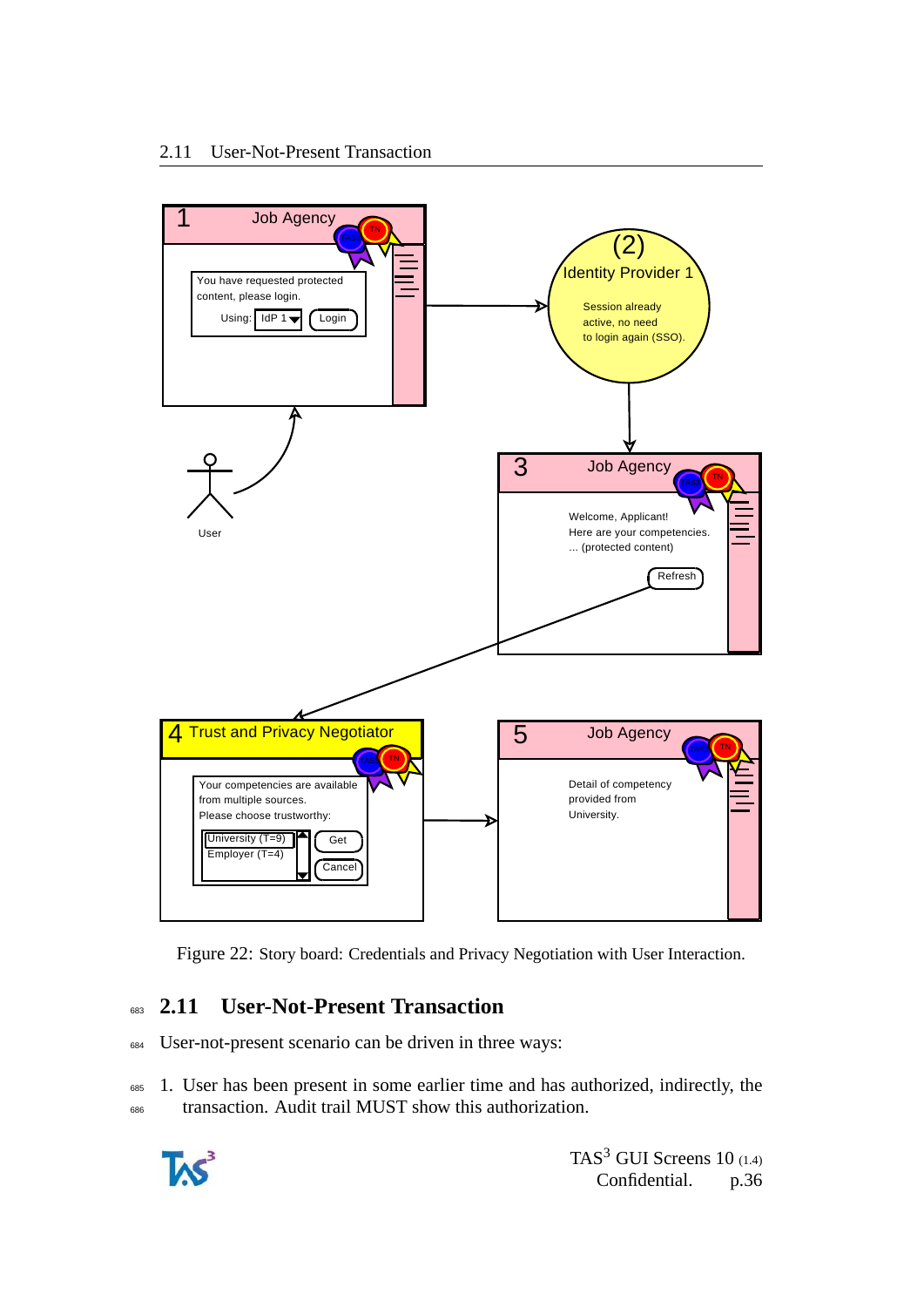Figure 22: Story board: Credentials and Privacy Negotiation with User Interaction.

## 2.11 User-Not-Present Transaction

User-not-present scenario can be driven in three ways:

1. User has been present in some earlier time and has authorized, indirectly, the transaction. Audit trail MUST show this authorization.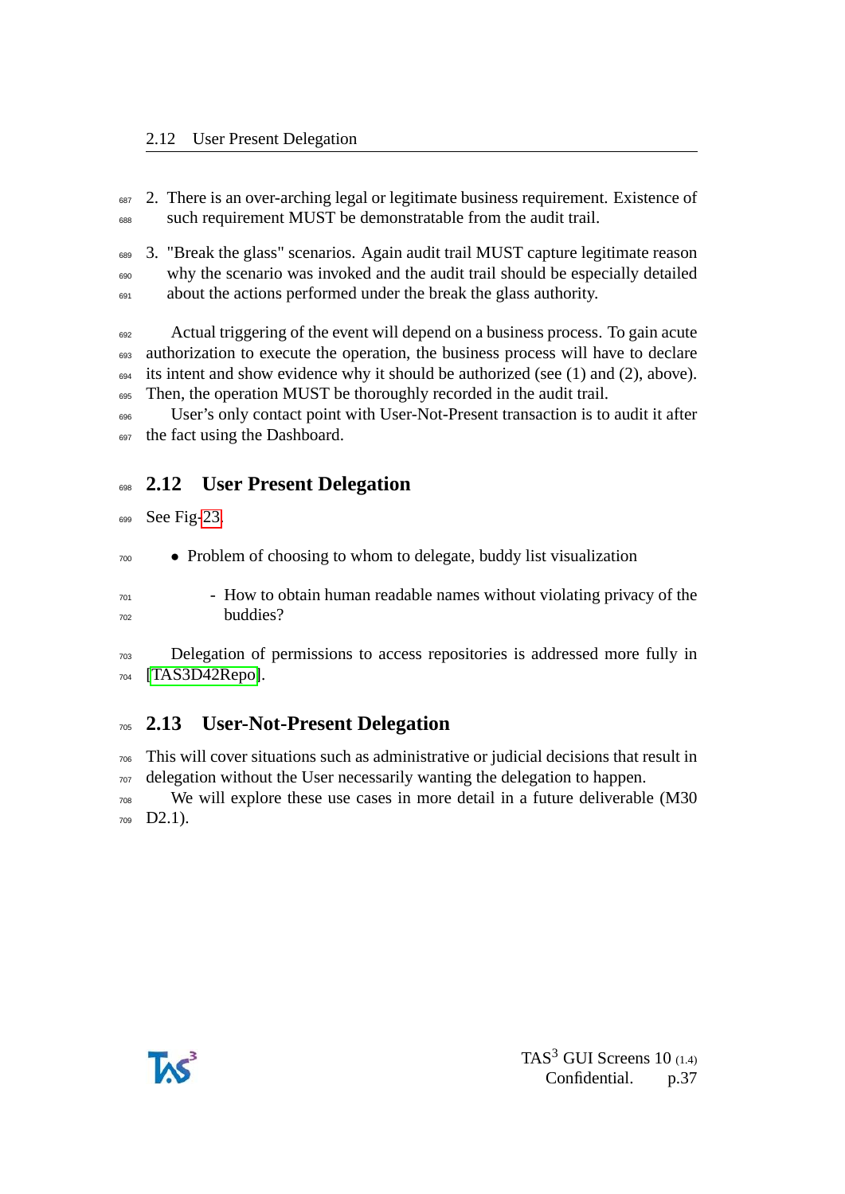2. There is an over-arching legal or legitimate business requirement. Existence of such requirement MUST be demonstratable from the audit trail.

3. "Break the glass" scenarios. Again audit trail MUST capture legitimate reason why the scenario was invoked and the audit trail should be especially detailed about the actions performed under the break the glass authority.

Actual triggering of the event will depend on a business process. To gain acute authorization to execute the operation, the business process will have to declare its intent and show evidence why it should be authorized (see (1) and (2), above). Then, the operation MUST be thoroughly recorded in the audit trail.

User's only contact point with User-Not-Present transaction is to audit it after the fact using the Dashboard.

## 2.12 User Present Delegation

See Fig-23.

- Problem of choosing to whom to delegate, buddy list visualization
  - How to obtain human readable names without violating privacy of the buddies?

Delegation of permissions to access repositories is addressed more fully in [TAS3D42Repo].

## 2.13 User-Not-Present Delegation

This will cover situations such as administrative or judicial decisions that result in delegation without the User necessarily wanting the delegation to happen.

We will explore these use cases in more detail in a future deliverable (M30 D2.1).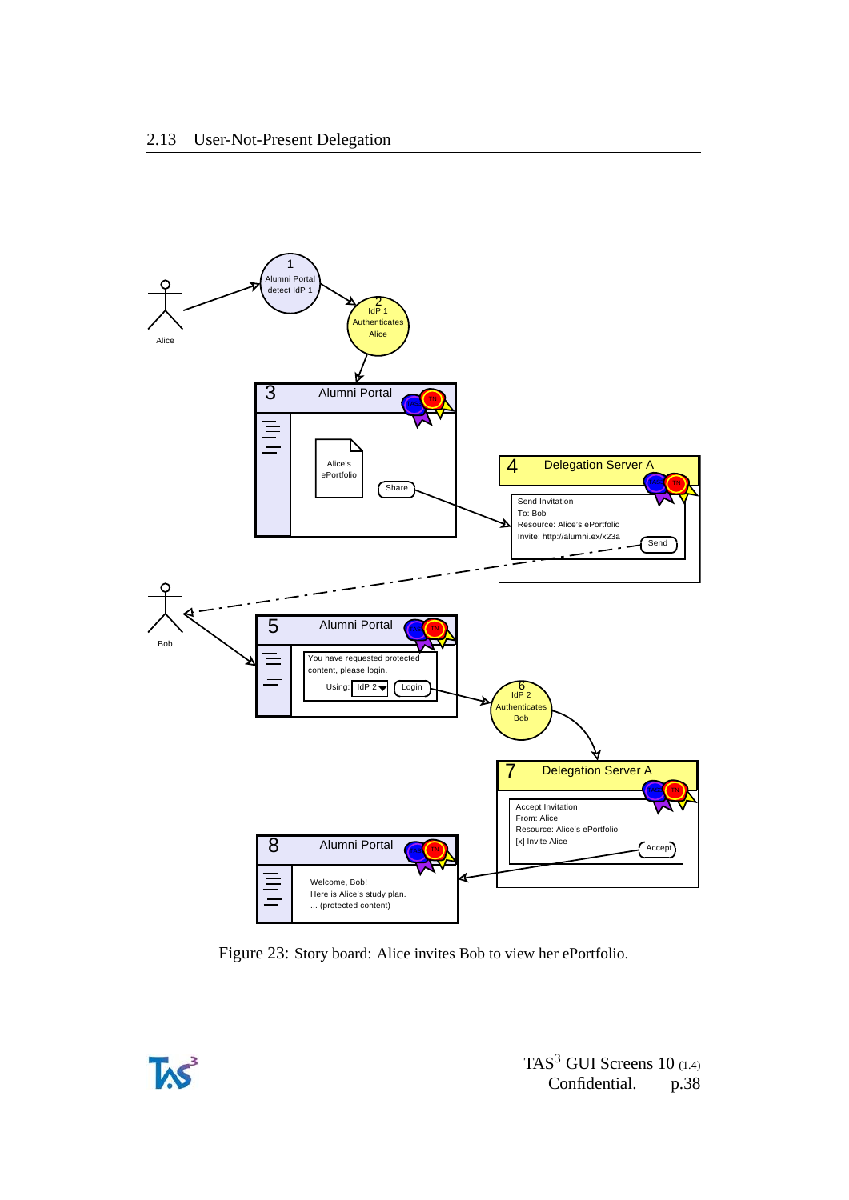## 2.13 User-Not-Present Delegation

Figure 23: Story board: Alice invites Bob to view her ePortfolio.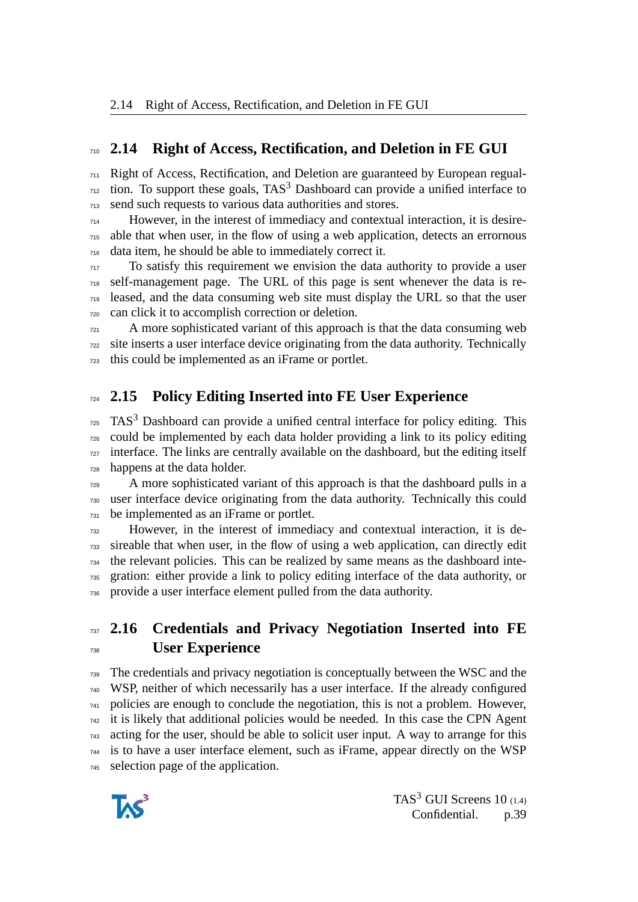## 2.14 Right of Access, Rectification, and Deletion in FE GUI

Right of Access, Rectification, and Deletion are guaranteed by European regualtion. To support these goals, TAS$^3$ Dashboard can provide a unified interface to send such requests to various data authorities and stores.

However, in the interest of immediacy and contextual interaction, it is desireable that when user, in the flow of using a web application, detects an errornous data item, he should be able to immediately correct it.

To satisfy this requirement we envision the data authority to provide a user self-management page. The URL of this page is sent whenever the data is released, and the data consuming web site must display the URL so that the user can click it to accomplish correction or deletion.

A more sophisticated variant of this approach is that the data consuming web site inserts a user interface device originating from the data authority. Technically this could be implemented as an iFrame or portlet.

## 2.15 Policy Editing Inserted into FE User Experience

TAS$^3$ Dashboard can provide a unified central interface for policy editing. This could be implemented by each data holder providing a link to its policy editing interface. The links are centrally available on the dashboard, but the editing itself happens at the data holder.

A more sophisticated variant of this approach is that the dashboard pulls in a user interface device originating from the data authority. Technically this could be implemented as an iFrame or portlet.

However, in the interest of immediacy and contextual interaction, it is desireable that when user, in the flow of using a web application, can directly edit the relevant policies. This can be realized by same means as the dashboard integration: either provide a link to policy editing interface of the data authority, or provide a user interface element pulled from the data authority.

## 2.16 Credentials and Privacy Negotiation Inserted into FE User Experience

The credentials and privacy negotiation is conceptually between the WSC and the WSP, neither of which necessarily has a user interface. If the already configured policies are enough to conclude the negotiation, this is not a problem. However, it is likely that additional policies would be needed. In this case the CPN Agent acting for the user, should be able to solicit user input. A way to arrange for this is to have a user interface element, such as iFrame, appear directly on the WSP selection page of the application.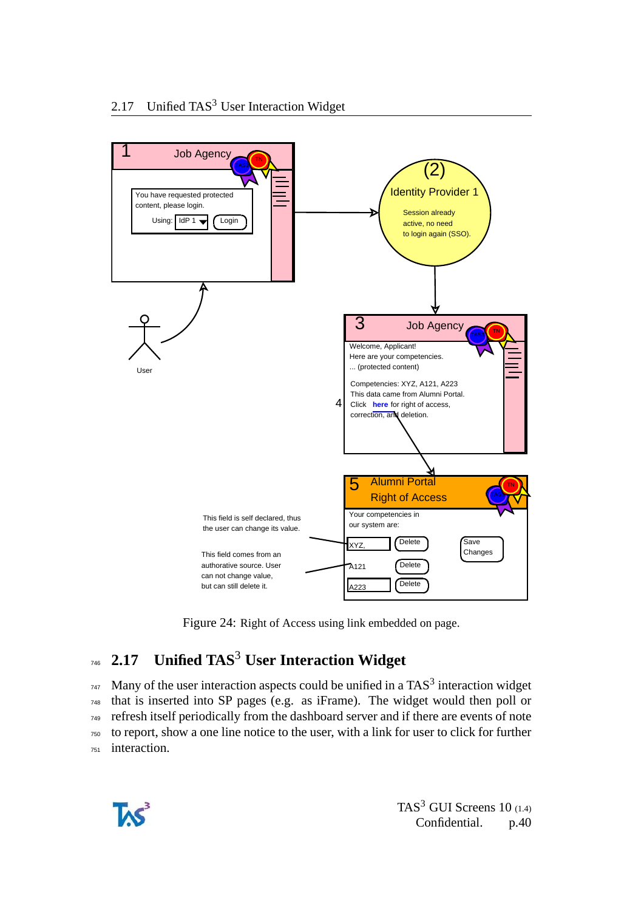Figure 24: Right of Access using link embedded on page.

## 2.17 Unified TAS$^3$ User Interaction Widget

Many of the user interaction aspects could be unified in a TAS$^3$ interaction widget that is inserted into SP pages (e.g. as iFrame). The widget would then poll or refresh itself periodically from the dashboard server and if there are events of note to report, show a one line notice to the user, with a link for user to click for further interaction.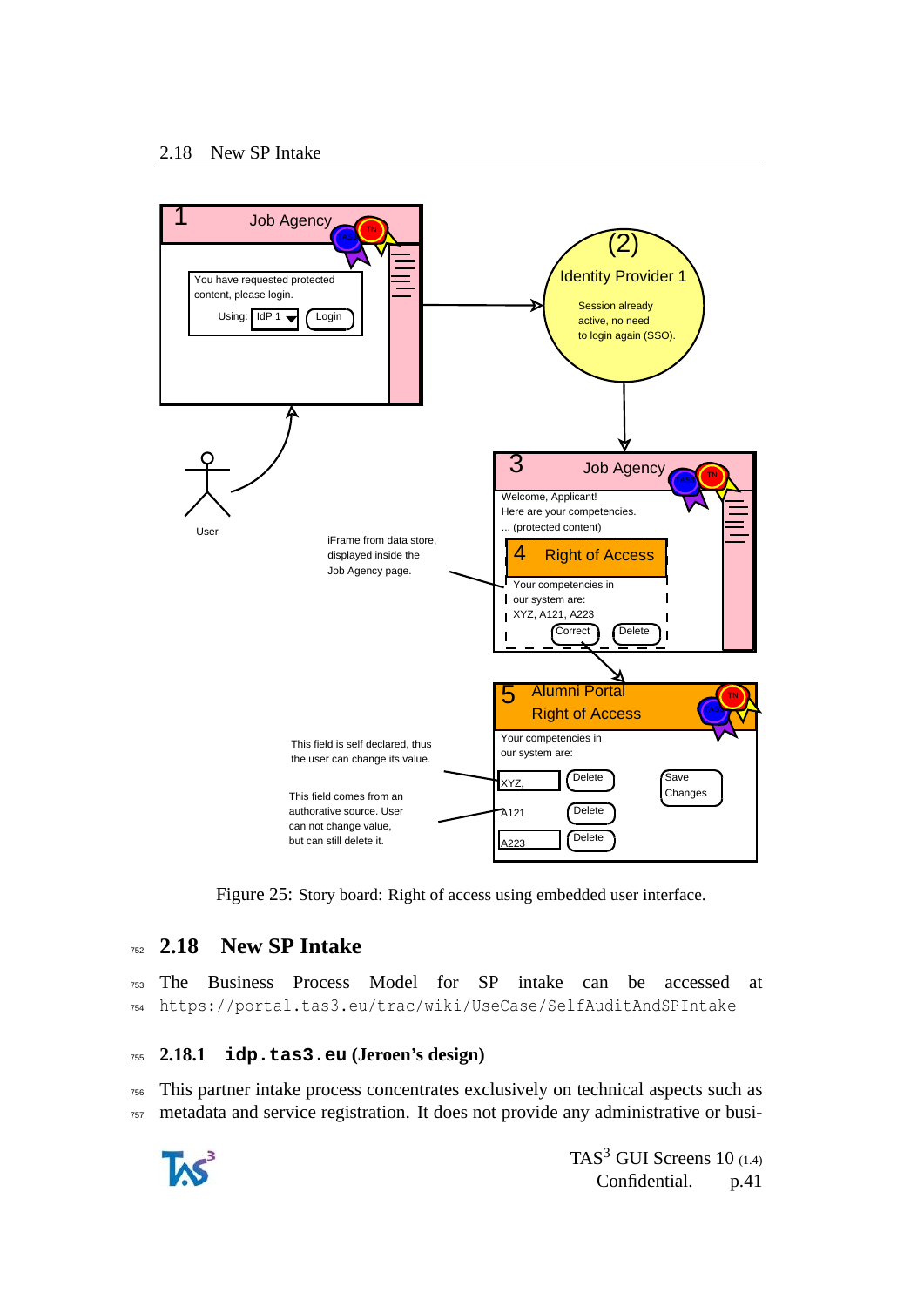Figure 25: Story board: Right of access using embedded user interface.

## 2.18 New SP Intake

The Business Process Model for SP intake can be accessed at `https://portal.tas3.eu/trac/wiki/UseCase/SelfAuditAndSPIntake`

### 2.18.1 `idp.tas3.eu` (Jeroen's design)

This partner intake process concentrates exclusively on technical aspects such as metadata and service registration. It does not provide any administrative or busi-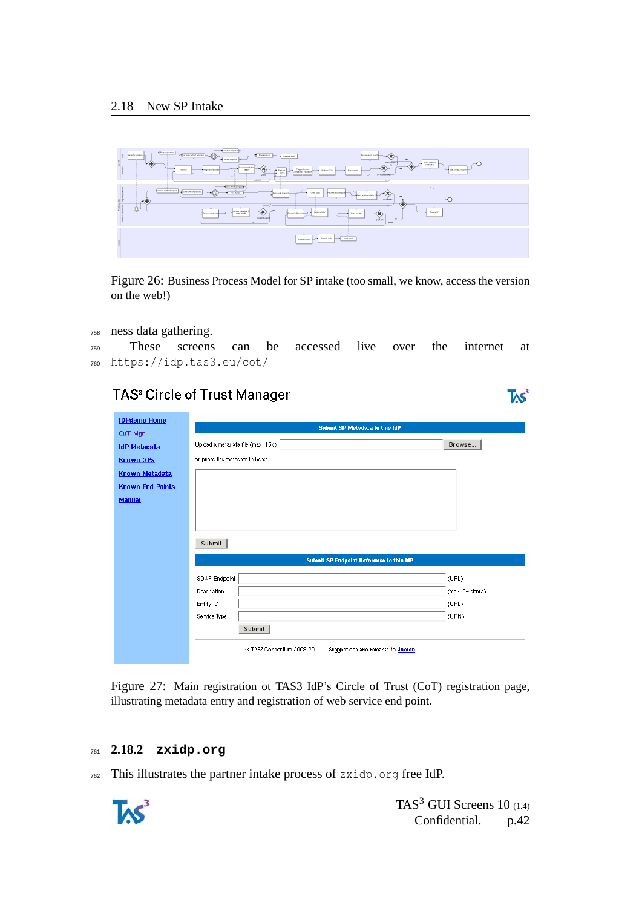## 2.18 New SP Intake

Figure 26: Business Process Model for SP intake (too small, we know, access the version on the web!)

ness data gathering.

These screens can be accessed live over the internet at `https://idp.tas3.eu/cot/`

Figure 27: Main registration ot TAS3 IdP's Circle of Trust (CoT) registration page, illustrating metadata entry and registration of web service end point.

### 2.18.2 zxidp.org

This illustrates the partner intake process of `zxidp.org` free IdP.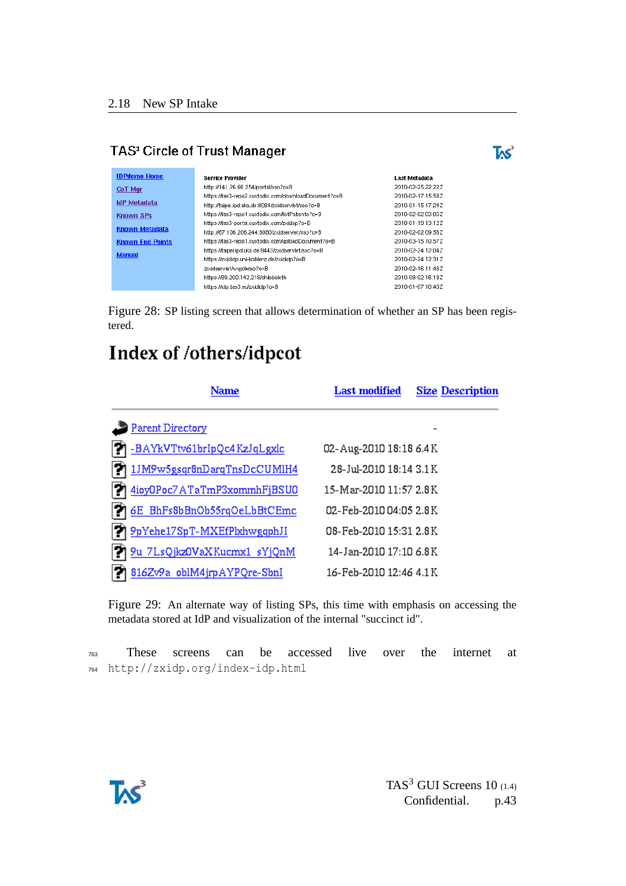## 2.18 New SP Intake

TAS³ Circle of Trust Manager

| IDPdemo Home | Service Provider | Last Metadata |
|---|---|---|
| CoT Mgr | http://141.26.66.254/portal/sso?o=B | 2010-02-25 22:22Z |
| IdP Metadata | https://tas3-repo2.custodix.com/downloadDocument?o=B | 2010-02-17 15:58Z |
| Known SPs | http://taipei.ipd.uka.de:8084/zxidservlet/sso?o=B | 2010-01-15 17:24Z |
| Known Metadata | https://tas3-repo1.custodix.com/listPatients?o=B | 2010-02-02 03:05Z |
| Known End Points | https://tas3-portal.custodix.com/zxidsp?o=B | 2010-01-19 13:12Z |
| Manual | http://67.106.206.244:8080/zxidservlet/sso?o=B | 2010-02-02 09:56Z |
| | https://tas3-repo1.custodix.com/uploadDocument?o=B | 2010-03-15 10:57Z |
| | https://taipei.ipd.uka.de:8443/zxidservlet/sso?o=B | 2010-02-24 12:04Z |
| | https://zxidp.uni-koblenz.de/zxidp?o=B | 2010-02-24 12:31Z |
| | /zxidservlet/wspdemo?o=B | 2010-02-16 11:46Z |
| | https://89.200.142.218/shibboleth | 2010-08-02 16:18Z |
| | https://idp.tas3.eu/zxididp?o=B | 2010-01-07 10:40Z |

Figure 28: SP listing screen that allows determination of whether an SP has been registered.

# Index of /others/idpcot

| Name | Last modified | Size | Description |
|---|---|---|---|
| Parent Directory | | - | |
| -BAYkVTtv61brIpQc4KzJqLgxlc | 02-Aug-2010 18:18 | 6.4K | |
| 1JM9w5gsqr8nDarqTnsDcCUMlH4 | 28-Jul-2010 18:14 | 3.1K | |
| 4ioy0Poc7ATaTmP3xommhFjBSU0 | 15-Mar-2010 11:57 | 2.8K | |
| 6E_BhFs8bBnOb55rqOeLbBtCEmc | 02-Feb-2010 04:05 | 2.8K | |
| 9pYehe17SpT-MXEfPlxhwgqphJI | 08-Feb-2010 15:31 | 2.8K | |
| 9u_7LsQjkz0VaXKucmx1_sYjQnM | 14-Jan-2010 17:10 | 6.8K | |
| 816Zv9a_oblM4jrpAYPQre-SbnI | 16-Feb-2010 12:46 | 4.1K | |

Figure 29: An alternate way of listing SPs, this time with emphasis on accessing the metadata stored at IdP and visualization of the internal "succinct id".

These screens can be accessed live over the internet at `http://zxidp.org/index-idp.html`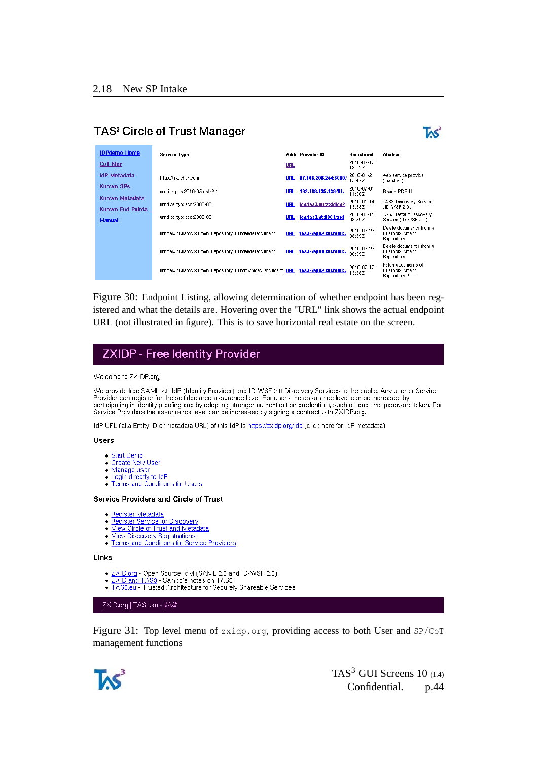## 2.18 New SP Intake

### TAS³ Circle of Trust Manager

- IDPdemo Home
- CoT Mgr
- IdP Metadata
- Known SPs
- Known Metadata
- Known End Points
- Manual

| Service Type | Addr | Provider ID | Registered | Abstract |
|---|---|---|---|---|
| | URL | | 2010-02-17 18:12Z | |
| http://matcher.com | URL | 87.106.206.244:8080/ | 2010-01-21 15:47Z | web service provider (matcher) |
| urn:ios:pds:2010-05:dst-2.1 | URL | 192.168.135.139/ttt. | 2010-07-01 11:36Z | Rosario PDS ttt |
| urn:liberty:disco:2006-08 | URL | idp.tas3.eu/zxididp? | 2010-01-14 15:56Z | TAS3 Discovery Service (ID-WSF 2.0) |
| urn:liberty:disco:2006-08 | URL | idp.tas3.pt:8081/zxi | 2010-01-15 08:59Z | TAS3 Default Discovery Service (ID-WSF 2.0) |
| urn:tas3:CustodixKmehrRepository:1.0:deleteDocument | URL | tas3-repo2.custodix. | 2010-03-23 08:59Z | Delete documents from a Custodix Kmehr Repository |
| urn:tas3:CustodixKmehrRepository:1.0:deleteDocument | URL | tas3-repo1.custodix. | 2010-03-23 08:58Z | Delete documents from a Custodix Kmehr Repository |
| urn:tas3:CustodixKmehrRepository:1.0:downloadDocument | URL | tas3-repo2.custodix. | 2010-02-17 15:58Z | Fetch documents of Custodix Kmehr Repository 2 |

Figure 30: Endpoint Listing, allowing determination of whether endpoint has been registered and what the details are. Hovering over the "URL" link shows the actual endpoint URL (not illustrated in figure). This is to save horizontal real estate on the screen.

### ZXIDP - Free Identity Provider

Welcome to ZXIDP.org.

We provide free SAML 2.0 IdP (Identity Provider) and ID-WSF 2.0 Discovery Services to the public. Any user or Service Provider can register for the self declared assurance level. For users the assurance level can be increased by participating in identity proofing and by adopting stronger authentication credentials, such as one time password token. For Service Providers the assurance level can be increased by signing a contract with ZXIDP.org.

IdP URL (aka Entity ID or metadata URL) of this IdP is https://zxidp.org/idp (click here for IdP metadata)

**Users**

- Start Demo
- Create New User
- Manage user
- Login directly to IdP
- Terms and Conditions for Users

**Service Providers and Circle of Trust**

- Register Metadata
- Register Service for Discovery
- View Circle of Trust and Metadata
- View Discovery Registrations
- Terms and Conditions for Service Providers

**Links**

- ZXID.org - Open Source IdM (SAML 2.0 and ID-WSF 2.0)
- ZXID and TAS3 - Sampo's notes on TAS3
- TAS3.eu - Trusted Architecture for Securely Shareable Services

ZXID.org | TAS3.eu - $Id$

Figure 31: Top level menu of `zxidp.org`, providing access to both User and `SP/CoT` management functions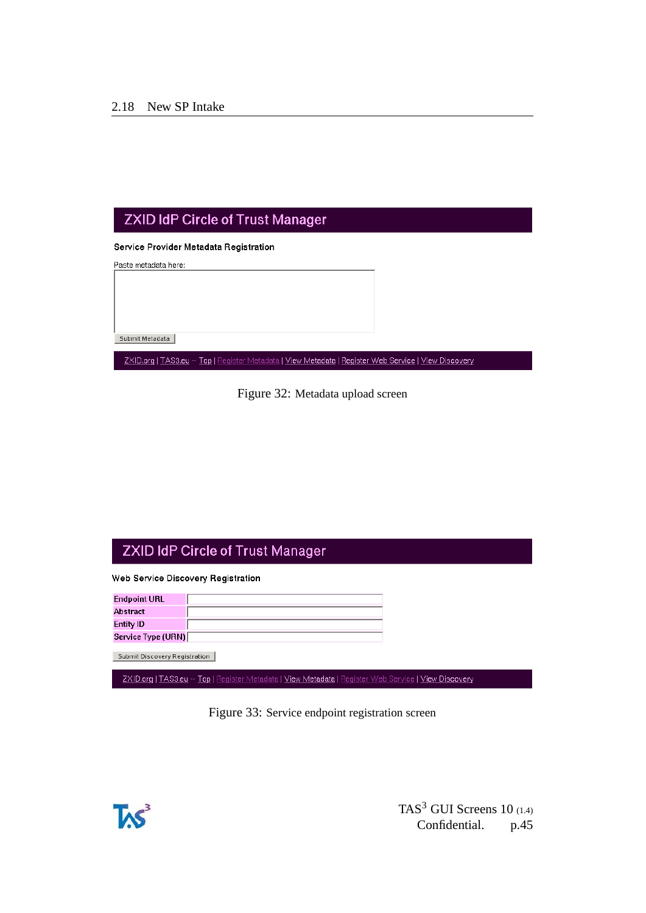## 2.18 New SP Intake

**ZXID IdP Circle of Trust Manager**

Service Provider Metadata Registration

Paste metadata here:

Submit Metadata

ZXID.org | TAS3.eu -- Top | Register Metadata | View Metadata | Register Web Service | View Discovery

Figure 32: Metadata upload screen

**ZXID IdP Circle of Trust Manager**

Web Service Discovery Registration

| Endpoint URL | |
|---|---|
| Abstract | |
| Entity ID | |
| Service Type (URN) | |

Submit Discovery Registration

ZXID.org | TAS3.eu -- Top | Register Metadata | View Metadata | Register Web Service | View Discovery

Figure 33: Service endpoint registration screen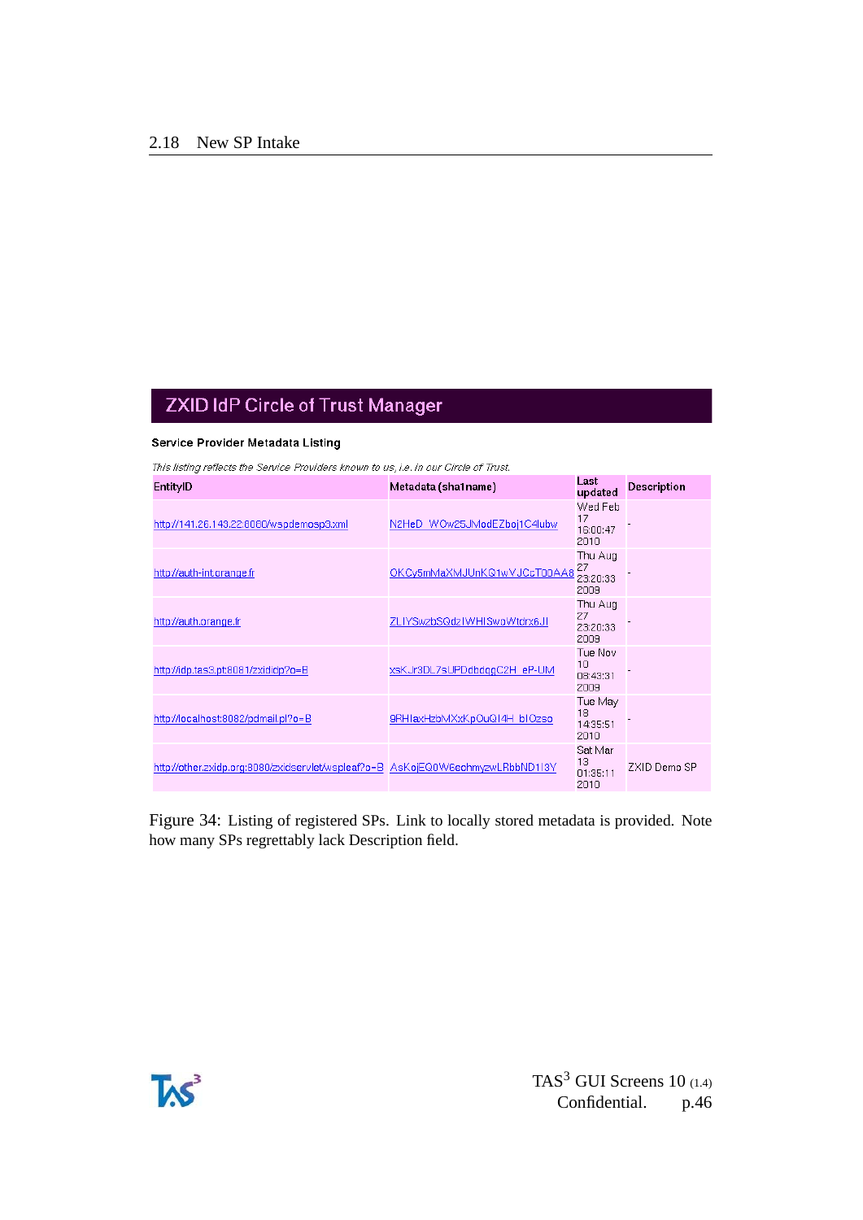## 2.18 New SP Intake

# ZXID IdP Circle of Trust Manager

**Service Provider Metadata Listing**

*This listing reflects the Service Providers known to us, i.e. in our Circle of Trust.*

| EntityID | Metadata (sha1name) | Last updated | Description |
|---|---|---|---|
| http://141.26.143.22:8080/wspdemosp3.xml | N2HeD_WOw25JModEZboj1C4lubw | Wed Feb 17 16:00:47 2010 | - |
| http://auth-int.orange.fr | OKCy5mMaXMJUnKQ1wVJCcT00AA8 | Thu Aug 27 23:20:33 2009 | - |
| http://auth.orange.fr | ZLIYSwzbSQdzIWHISwoWtdrx6JI | Thu Aug 27 23:20:33 2009 | - |
| http://idp.tas3.pt:8081/zxididp?o=B | xsKJr3DL7sUPDdbdqqC2H_eP-UM | Tue Nov 10 08:43:31 2009 | - |
| http://localhost:8082/pdmail.pl?o=B | 9RHlaxHzbMXxKpOuQl4H_bIOzso | Tue May 18 14:35:51 2010 | - |
| http://other.zxidp.org:8080/zxidservlet/wspleaf?o=B | AsKojEQ0W6echmyzwLRbbND1I3Y | Sat Mar 13 01:35:11 2010 | ZXID Demo SP |

Figure 34: Listing of registered SPs. Link to locally stored metadata is provided. Note how many SPs regrettably lack Description field.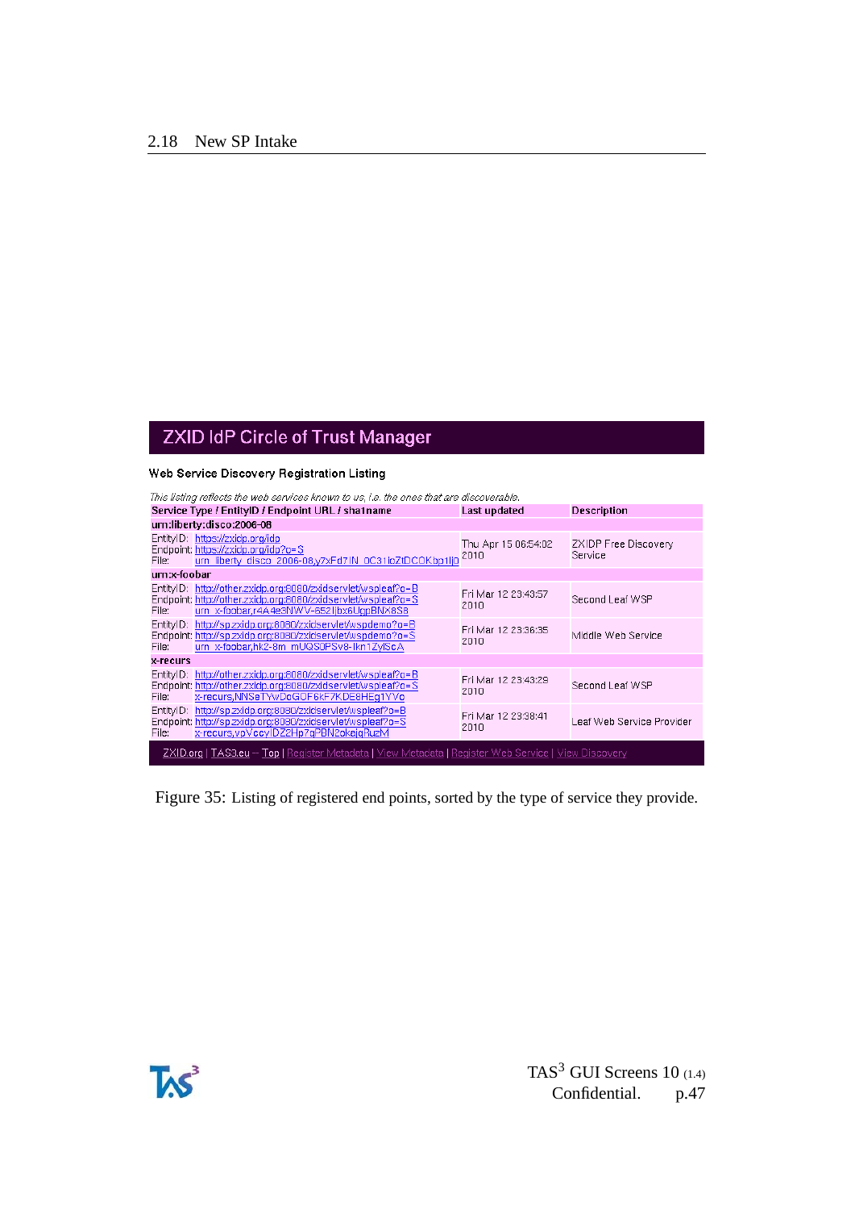## 2.18 New SP Intake

# ZXID IdP Circle of Trust Manager

Web Service Discovery Registration Listing

*This listing reflects the web services known to us, i.e. the ones that are discoverable.*

| Service Type / EntityID / Endpoint URL / sha1name | Last updated | Description |
|---|---|---|
| **urn:liberty:disco:2006-08** | | |
| EntityID: https://zxidp.org/idp<br>Endpoint: https://zxidp.org/idp?o=S<br>File: urn_liberty_disco_2006-08,y7xFd7IN_0C31loZtDCOKbp1Ijo | Thu Apr 15 06:54:02 2010 | ZXIDP Free Discovery Service |
| **urn:x-foobar** | | |
| EntityID: http://other.zxidp.org:8080/zxidservlet/wspleaf?o=B<br>Endpoint: http://other.zxidp.org:8080/zxidservlet/wspleaf?o=S<br>File: urn_x-foobar,r4A4e3NWV-652IjbxsUgpBNX8S8 | Fri Mar 12 23:43:57 2010 | Second Leaf WSP |
| EntityID: http://sp.zxidp.org:8080/zxidservlet/wspdemo?o=B<br>Endpoint: http://sp.zxidp.org:8080/zxidservlet/wspdemo?o=S<br>File: urn_x-foobar,hk2-8m_mUQSOPSv8-lkn1ZylScA | Fri Mar 12 23:36:35 2010 | Middle Web Service |
| **x-recurs** | | |
| EntityID: http://other.zxidp.org:8080/zxidservlet/wspleaf?o=B<br>Endpoint: http://other.zxidp.org:8080/zxidservlet/wspleaf?o=S<br>File: x-recurs,NNSaTYwDoGOF6kF7KDE8HEg1YYc | Fri Mar 12 23:43:29 2010 | Second Leaf WSP |
| EntityID: http://sp.zxidp.org:8080/zxidservlet/wspleaf?o=B<br>Endpoint: http://sp.zxidp.org:8080/zxidservlet/wspleaf?o=S<br>File: x-recurs,vpVccyIDZ2Hp7qPBN2okejqRuzM | Fri Mar 12 23:38:41 2010 | Leaf Web Service Provider |

ZXID.org | TAS3.eu -- Top | Register Metadata | View Metadata | Register Web Service | View Discovery

Figure 35: Listing of registered end points, sorted by the type of service they provide.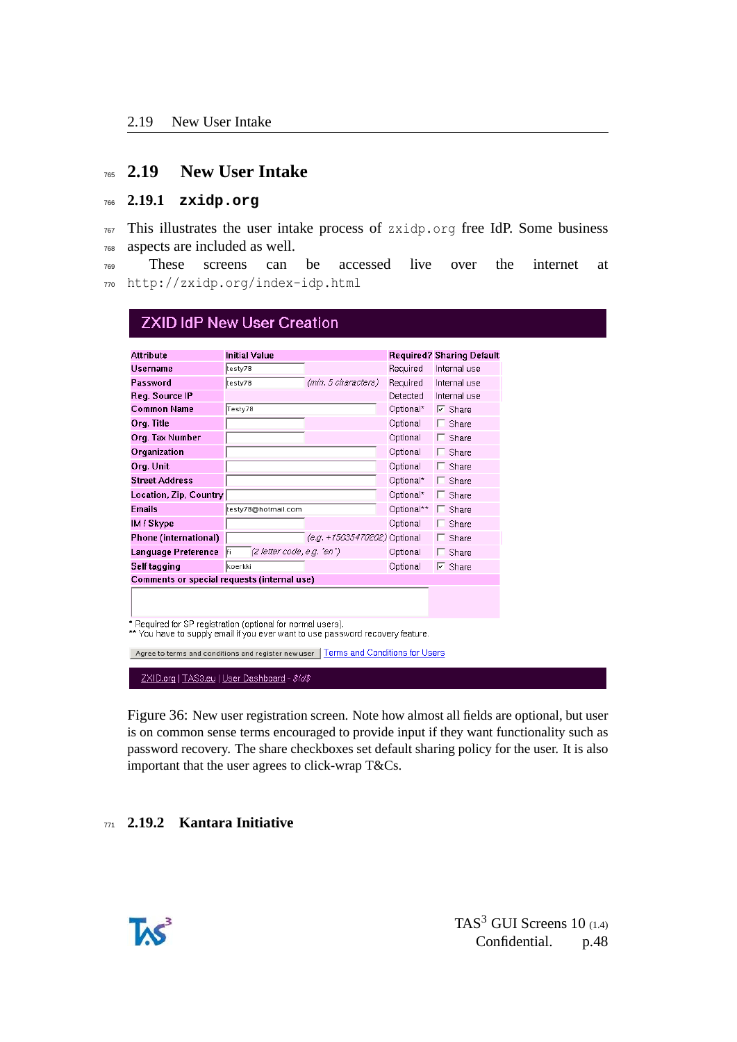## 2.19 New User Intake

### 2.19.1 zxidp.org

This illustrates the user intake process of zxidp.org free IdP. Some business aspects are included as well.

These screens can be accessed live over the internet at http://zxidp.org/index-idp.html

**ZXID IdP New User Creation**

| Attribute | Initial Value | | Required? | Sharing Default |
|---|---|---|---|---|
| Username | testy78 | | Required | Internal use |
| Password | testy78 | (min. 5 characters) | Required | Internal use |
| Reg. Source IP | | | Detected | Internal use |
| Common Name | Testy78 | | Optional* | ☑ Share |
| Org. Title | | | Optional | ☐ Share |
| Org. Tax Number | | | Optional | ☐ Share |
| Organization | | | Optional | ☐ Share |
| Org. Unit | | | Optional | ☐ Share |
| Street Address | | | Optional* | ☐ Share |
| Location, Zip, Country | | | Optional* | ☐ Share |
| Emails | testy78@hotmail.com | | Optional** | ☐ Share |
| IM / Skype | | | Optional | ☐ Share |
| Phone (international) | | (e.g. +15035470202) | Optional | ☐ Share |
| Language Preference | fi | (2 letter code, e.g. "en") | Optional | ☐ Share |
| Self tagging | koerkki | | Optional | ☑ Share |
| Comments or special requests (internal use) | | | | |

\* Required for SP registration (optional for normal users).
\*\* You have to supply email if you ever want to use password recovery feature.

[Agree to terms and conditions and register new user] Terms and Conditions for Users

ZXID.org | TAS3.eu | User Dashboard - $Id$

Figure 36: New user registration screen. Note how almost all fields are optional, but user is on common sense terms encouraged to provide input if they want functionality such as password recovery. The share checkboxes set default sharing policy for the user. It is also important that the user agrees to click-wrap T&Cs.

### 2.19.2 Kantara Initiative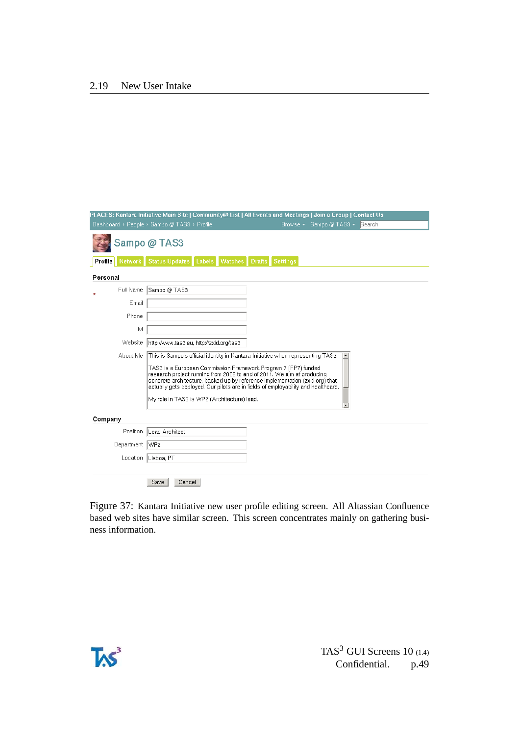## 2.19 New User Intake

PLACES: Kantara Initiative Main Site | Community@ List | All Events and Meetings | Join a Group | Contact Us

Dashboard › People › Sampo @ TAS3 › Profile Browse ▾ Sampo @ TAS3 ▾ Search

Sampo @ TAS3

Profile | Network | Status Updates | Labels | Watches | Drafts | Settings

**Personal**

| | |
|---|---|
| Full Name * | Sampo @ TAS3 |
| Email | |
| Phone | |
| IM | |
| Website | http://www.tas3.eu, http://zxid.org/tas3 |
| About Me | This is Sampo's official identity in Kantara Initiative when representing TAS3. TAS3 is a European Commission Framework Program 7 (FP7) funded research project running from 2008 to end of 2011. We aim at producing concrete architecture, backed up by reference implementation (zxid.org) that actually gets deployed. Our pilots are in fields of employability and healthcare. My role in TAS3 is WP2 (Architecture) lead. |

**Company**

| | |
|---|---|
| Position | Lead Architect |
| Department | WP2 |
| Location | Lisboa, PT |

Save Cancel

Figure 37: Kantara Initiative new user profile editing screen. All Altassian Confluence based web sites have similar screen. This screen concentrates mainly on gathering business information.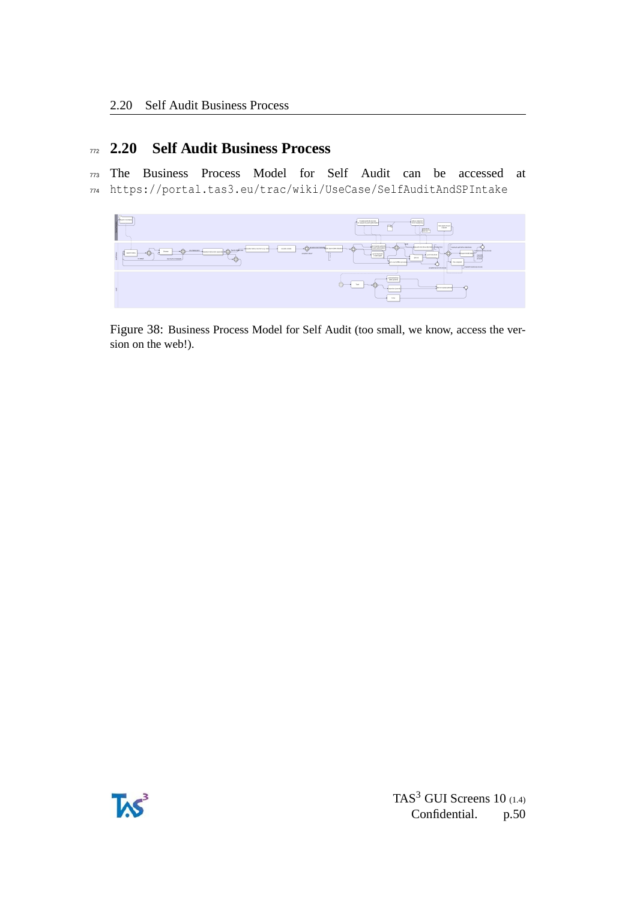## 2.20 Self Audit Business Process

The Business Process Model for Self Audit can be accessed at https://portal.tas3.eu/trac/wiki/UseCase/SelfAuditAndSPIntake

Figure 38: Business Process Model for Self Audit (too small, we know, access the version on the web!).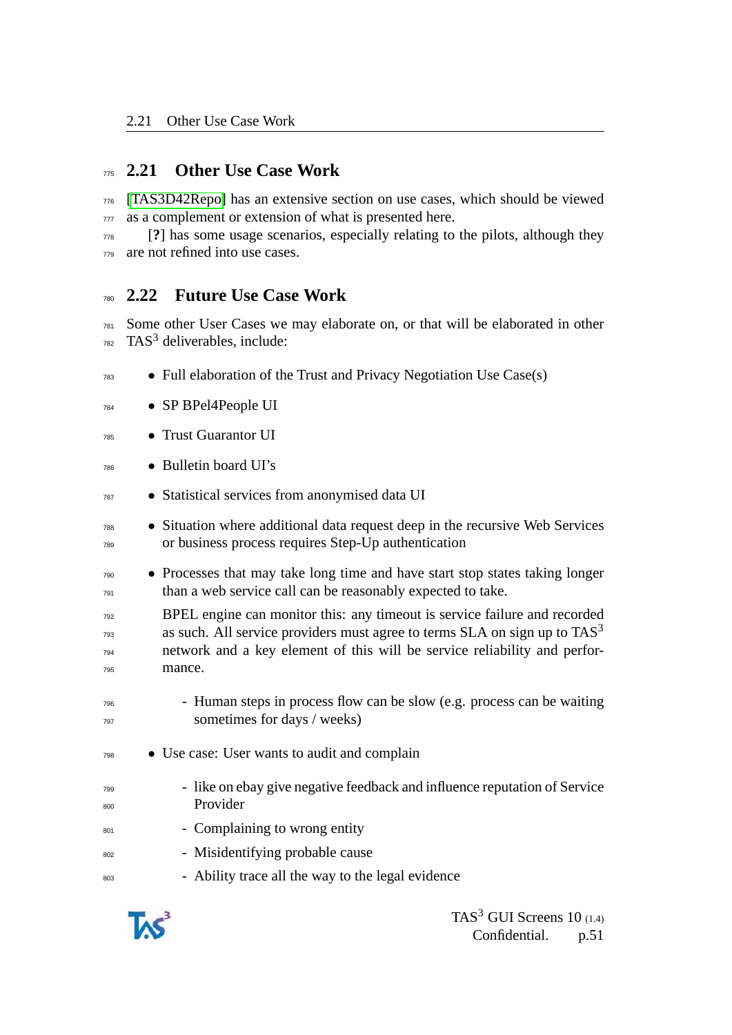## 2.21 Other Use Case Work

[TAS3D42Repo] has an extensive section on use cases, which should be viewed as a complement or extension of what is presented here.

[?] has some usage scenarios, especially relating to the pilots, although they are not refined into use cases.

## 2.22 Future Use Case Work

Some other User Cases we may elaborate on, or that will be elaborated in other TAS$^3$ deliverables, include:

- Full elaboration of the Trust and Privacy Negotiation Use Case(s)
- SP BPel4People UI
- Trust Guarantor UI
- Bulletin board UI's
- Statistical services from anonymised data UI
- Situation where additional data request deep in the recursive Web Services or business process requires Step-Up authentication
- Processes that may take long time and have start stop states taking longer than a web service call can be reasonably expected to take.

  BPEL engine can monitor this: any timeout is service failure and recorded as such. All service providers must agree to terms SLA on sign up to TAS$^3$ network and a key element of this will be service reliability and performance.

  - Human steps in process flow can be slow (e.g. process can be waiting sometimes for days / weeks)
- Use case: User wants to audit and complain
  - like on ebay give negative feedback and influence reputation of Service Provider
  - Complaining to wrong entity
  - Misidentifying probable cause
  - Ability trace all the way to the legal evidence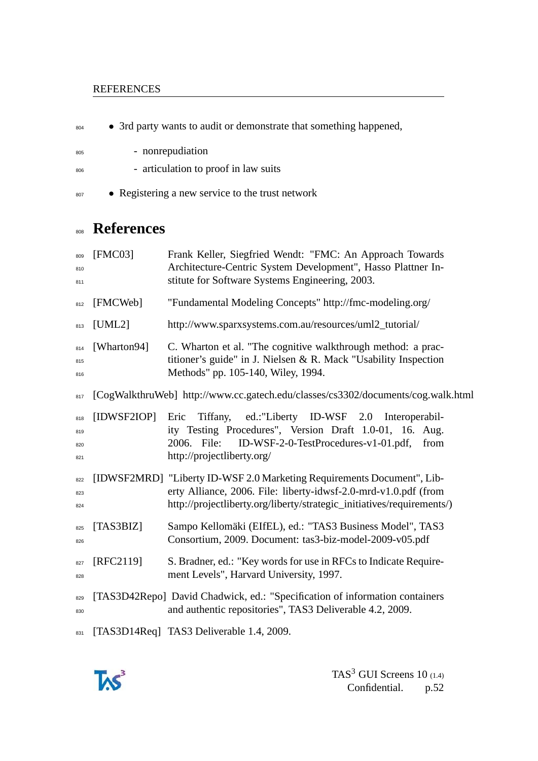- 3rd party wants to audit or demonstrate that something happened,
  - nonrepudiation
  - articulation to proof in law suits
- Registering a new service to the trust network

# References

[FMC03] Frank Keller, Siegfried Wendt: "FMC: An Approach Towards Architecture-Centric System Development", Hasso Plattner Institute for Software Systems Engineering, 2003.

[FMCWeb] "Fundamental Modeling Concepts" http://fmc-modeling.org/

[UML2] http://www.sparxsystems.com.au/resources/uml2_tutorial/

[Wharton94] C. Wharton et al. "The cognitive walkthrough method: a practitioner's guide" in J. Nielsen & R. Mack "Usability Inspection Methods" pp. 105-140, Wiley, 1994.

[CogWalkthruWeb] http://www.cc.gatech.edu/classes/cs3302/documents/cog.walk.html

[IDWSF2IOP] Eric Tiffany, ed.:"Liberty ID-WSF 2.0 Interoperability Testing Procedures", Version Draft 1.0-01, 16. Aug. 2006. File: ID-WSF-2-0-TestProcedures-v1-01.pdf, from http://projectliberty.org/

[IDWSF2MRD] "Liberty ID-WSF 2.0 Marketing Requirements Document", Liberty Alliance, 2006. File: liberty-idwsf-2.0-mrd-v1.0.pdf (from http://projectliberty.org/liberty/strategic_initiatives/requirements/)

[TAS3BIZ] Sampo Kellomäki (EIfEL), ed.: "TAS3 Business Model", TAS3 Consortium, 2009. Document: tas3-biz-model-2009-v05.pdf

[RFC2119] S. Bradner, ed.: "Key words for use in RFCs to Indicate Requirement Levels", Harvard University, 1997.

[TAS3D42Repo] David Chadwick, ed.: "Specification of information containers and authentic repositories", TAS3 Deliverable 4.2, 2009.

[TAS3D14Req] TAS3 Deliverable 1.4, 2009.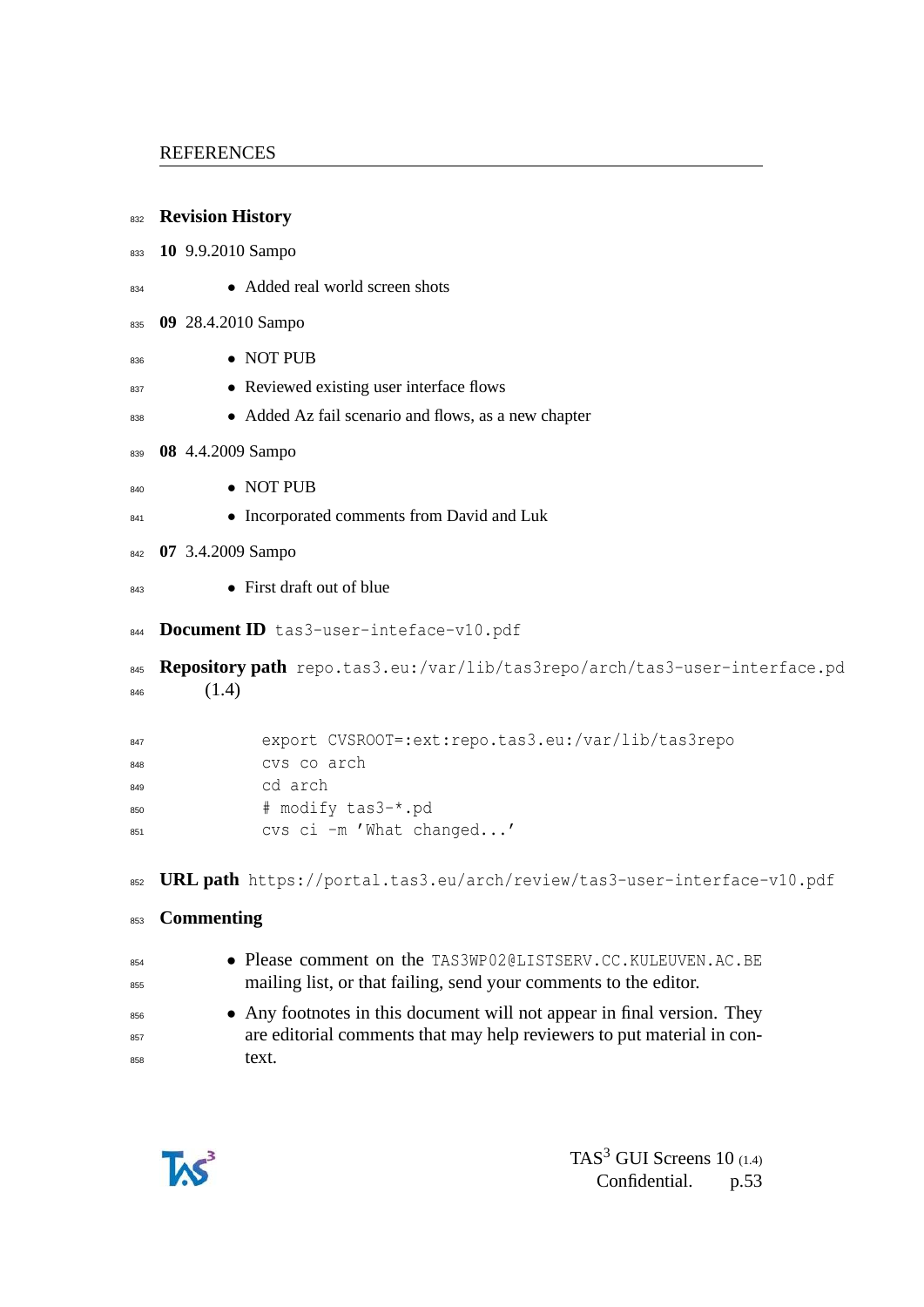### Revision History

**10** 9.9.2010 Sampo

- Added real world screen shots

**09** 28.4.2010 Sampo

- NOT PUB
- Reviewed existing user interface flows
- Added Az fail scenario and flows, as a new chapter

**08** 4.4.2009 Sampo

- NOT PUB
- Incorporated comments from David and Luk

**07** 3.4.2009 Sampo

- First draft out of blue

**Document ID** `tas3-user-inteface-v10.pdf`

**Repository path** `repo.tas3.eu:/var/lib/tas3repo/arch/tas3-user-interface.pd` (1.4)

```
export CVSROOT=:ext:repo.tas3.eu:/var/lib/tas3repo
cvs co arch
cd arch
# modify tas3-*.pd
cvs ci -m 'What changed...'
```

**URL path** `https://portal.tas3.eu/arch/review/tas3-user-interface-v10.pdf`

### Commenting

- Please comment on the TAS3WP02@LISTSERV.CC.KULEUVEN.AC.BE mailing list, or that failing, send your comments to the editor.
- Any footnotes in this document will not appear in final version. They are editorial comments that may help reviewers to put material in context.